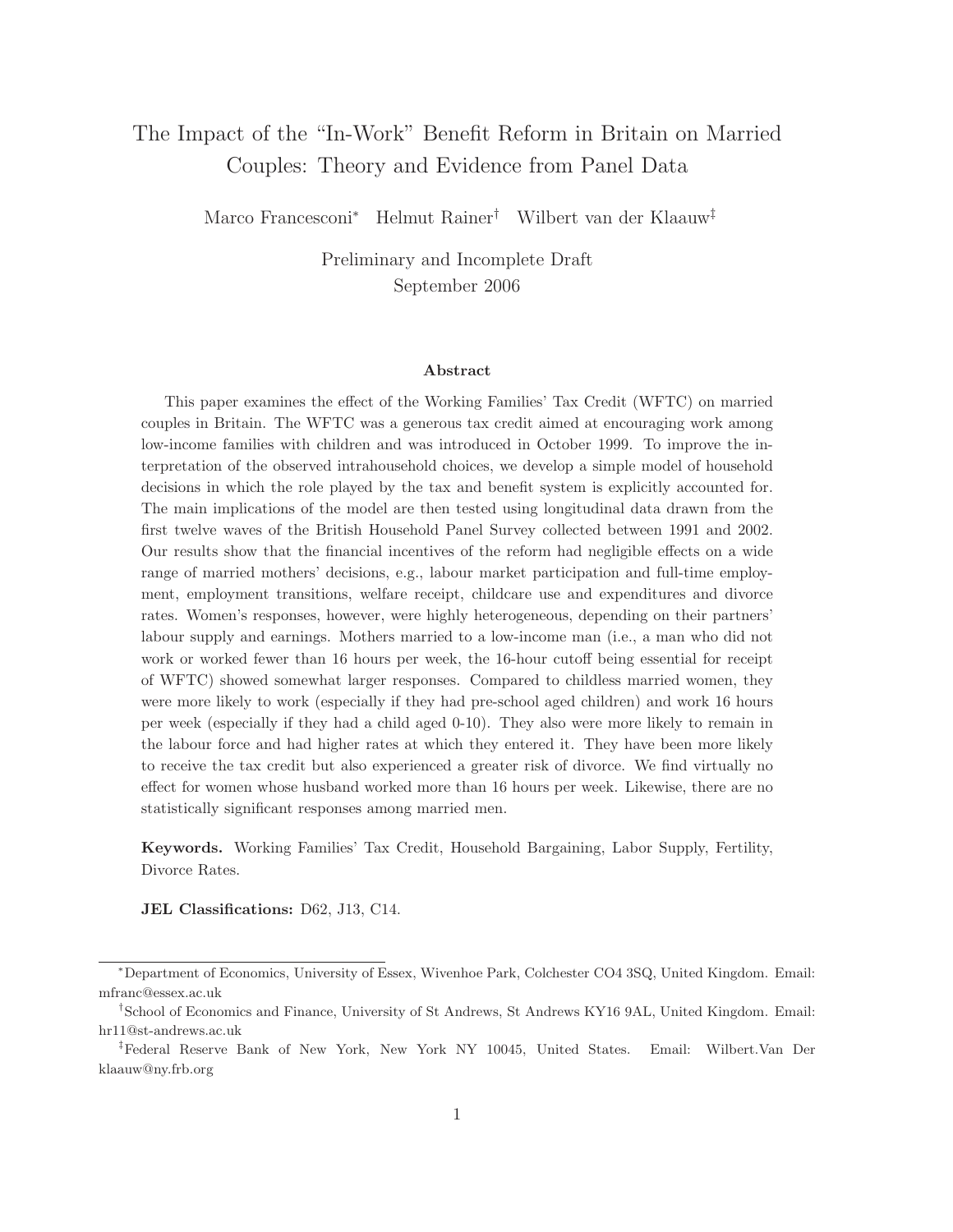# The Impact of the "In-Work" Benefit Reform in Britain on Married Couples: Theory and Evidence from Panel Data

Marco Francesconi[*] Helmut Rainer[†] Wilbert van der Klaauw[‡]

Preliminary and Incomplete Draft
September 2006

### Abstract

This paper examines the effect of the Working Families' Tax Credit (WFTC) on married couples in Britain. The WFTC was a generous tax credit aimed at encouraging work among low-income families with children and was introduced in October 1999. To improve the interpretation of the observed intrahousehold choices, we develop a simple model of household decisions in which the role played by the tax and benefit system is explicitly accounted for. The main implications of the model are then tested using longitudinal data drawn from the first twelve waves of the British Household Panel Survey collected between 1991 and 2002. Our results show that the financial incentives of the reform had negligible effects on a wide range of married mothers' decisions, e.g., labour market participation and full-time employment, employment transitions, welfare receipt, childcare use and expenditures and divorce rates. Women's responses, however, were highly heterogeneous, depending on their partners' labour supply and earnings. Mothers married to a low-income man (i.e., a man who did not work or worked fewer than 16 hours per week, the 16-hour cutoff being essential for receipt of WFTC) showed somewhat larger responses. Compared to childless married women, they were more likely to work (especially if they had pre-school aged children) and work 16 hours per week (especially if they had a child aged 0-10). They also were more likely to remain in the labour force and had higher rates at which they entered it. They have been more likely to receive the tax credit but also experienced a greater risk of divorce. We find virtually no effect for women whose husband worked more than 16 hours per week. Likewise, there are no statistically significant responses among married men.

**Keywords.** Working Families' Tax Credit, Household Bargaining, Labor Supply, Fertility, Divorce Rates.

**JEL Classifications:** D62, J13, C14.

---

[*] Department of Economics, University of Essex, Wivenhoe Park, Colchester CO4 3SQ, United Kingdom. Email: mfranc@essex.ac.uk

[†] School of Economics and Finance, University of St Andrews, St Andrews KY16 9AL, United Kingdom. Email: hr11@st-andrews.ac.uk

[‡] Federal Reserve Bank of New York, New York NY 10045, United States. Email: Wilbert.Van Der klaauw@ny.frb.org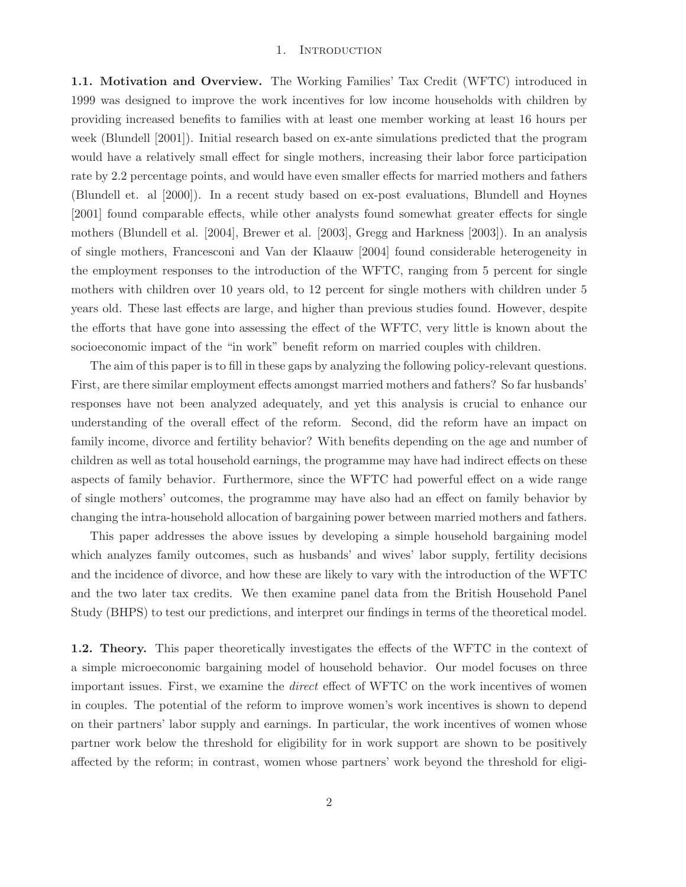# 1. Introduction

**1.1. Motivation and Overview.** The Working Families' Tax Credit (WFTC) introduced in 1999 was designed to improve the work incentives for low income households with children by providing increased benefits to families with at least one member working at least 16 hours per week (Blundell [2001]). Initial research based on ex-ante simulations predicted that the program would have a relatively small effect for single mothers, increasing their labor force participation rate by 2.2 percentage points, and would have even smaller effects for married mothers and fathers (Blundell et. al [2000]). In a recent study based on ex-post evaluations, Blundell and Hoynes [2001] found comparable effects, while other analysts found somewhat greater effects for single mothers (Blundell et al. [2004], Brewer et al. [2003], Gregg and Harkness [2003]). In an analysis of single mothers, Francesconi and Van der Klaauw [2004] found considerable heterogeneity in the employment responses to the introduction of the WFTC, ranging from 5 percent for single mothers with children over 10 years old, to 12 percent for single mothers with children under 5 years old. These last effects are large, and higher than previous studies found. However, despite the efforts that have gone into assessing the effect of the WFTC, very little is known about the socioeconomic impact of the "in work" benefit reform on married couples with children.

The aim of this paper is to fill in these gaps by analyzing the following policy-relevant questions. First, are there similar employment effects amongst married mothers and fathers? So far husbands' responses have not been analyzed adequately, and yet this analysis is crucial to enhance our understanding of the overall effect of the reform. Second, did the reform have an impact on family income, divorce and fertility behavior? With benefits depending on the age and number of children as well as total household earnings, the programme may have had indirect effects on these aspects of family behavior. Furthermore, since the WFTC had powerful effect on a wide range of single mothers' outcomes, the programme may have also had an effect on family behavior by changing the intra-household allocation of bargaining power between married mothers and fathers.

This paper addresses the above issues by developing a simple household bargaining model which analyzes family outcomes, such as husbands' and wives' labor supply, fertility decisions and the incidence of divorce, and how these are likely to vary with the introduction of the WFTC and the two later tax credits. We then examine panel data from the British Household Panel Study (BHPS) to test our predictions, and interpret our findings in terms of the theoretical model.

**1.2. Theory.** This paper theoretically investigates the effects of the WFTC in the context of a simple microeconomic bargaining model of household behavior. Our model focuses on three important issues. First, we examine the *direct* effect of WFTC on the work incentives of women in couples. The potential of the reform to improve women's work incentives is shown to depend on their partners' labor supply and earnings. In particular, the work incentives of women whose partner work below the threshold for eligibility for in work support are shown to be positively affected by the reform; in contrast, women whose partners' work beyond the threshold for eligi-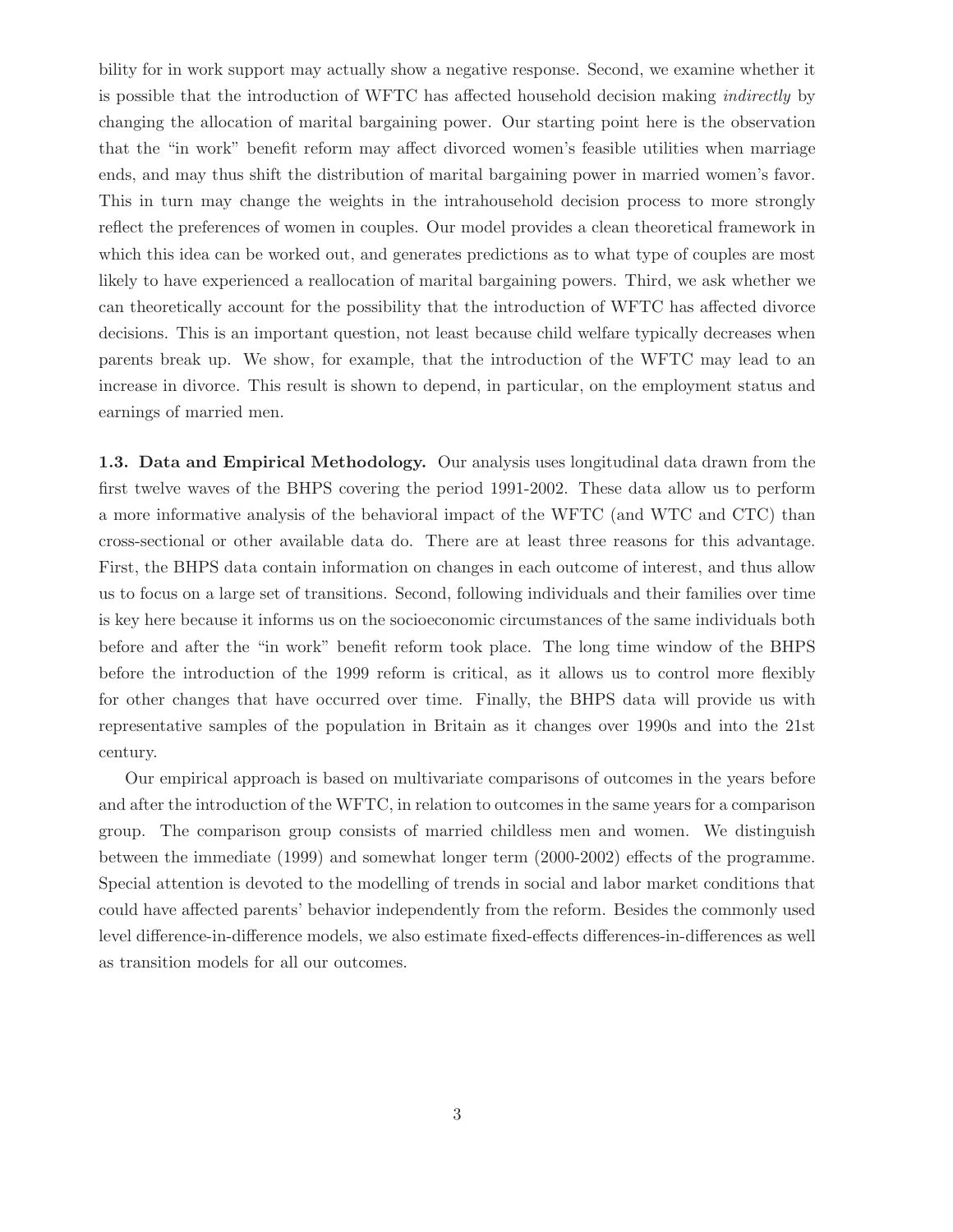bility for in work support may actually show a negative response. Second, we examine whether it is possible that the introduction of WFTC has affected household decision making *indirectly* by changing the allocation of marital bargaining power. Our starting point here is the observation that the "in work" benefit reform may affect divorced women's feasible utilities when marriage ends, and may thus shift the distribution of marital bargaining power in married women's favor. This in turn may change the weights in the intrahousehold decision process to more strongly reflect the preferences of women in couples. Our model provides a clean theoretical framework in which this idea can be worked out, and generates predictions as to what type of couples are most likely to have experienced a reallocation of marital bargaining powers. Third, we ask whether we can theoretically account for the possibility that the introduction of WFTC has affected divorce decisions. This is an important question, not least because child welfare typically decreases when parents break up. We show, for example, that the introduction of the WFTC may lead to an increase in divorce. This result is shown to depend, in particular, on the employment status and earnings of married men.

**1.3. Data and Empirical Methodology.** Our analysis uses longitudinal data drawn from the first twelve waves of the BHPS covering the period 1991-2002. These data allow us to perform a more informative analysis of the behavioral impact of the WFTC (and WTC and CTC) than cross-sectional or other available data do. There are at least three reasons for this advantage. First, the BHPS data contain information on changes in each outcome of interest, and thus allow us to focus on a large set of transitions. Second, following individuals and their families over time is key here because it informs us on the socioeconomic circumstances of the same individuals both before and after the "in work" benefit reform took place. The long time window of the BHPS before the introduction of the 1999 reform is critical, as it allows us to control more flexibly for other changes that have occurred over time. Finally, the BHPS data will provide us with representative samples of the population in Britain as it changes over 1990s and into the 21st century.

Our empirical approach is based on multivariate comparisons of outcomes in the years before and after the introduction of the WFTC, in relation to outcomes in the same years for a comparison group. The comparison group consists of married childless men and women. We distinguish between the immediate (1999) and somewhat longer term (2000-2002) effects of the programme. Special attention is devoted to the modelling of trends in social and labor market conditions that could have affected parents' behavior independently from the reform. Besides the commonly used level difference-in-difference models, we also estimate fixed-effects differences-in-differences as well as transition models for all our outcomes.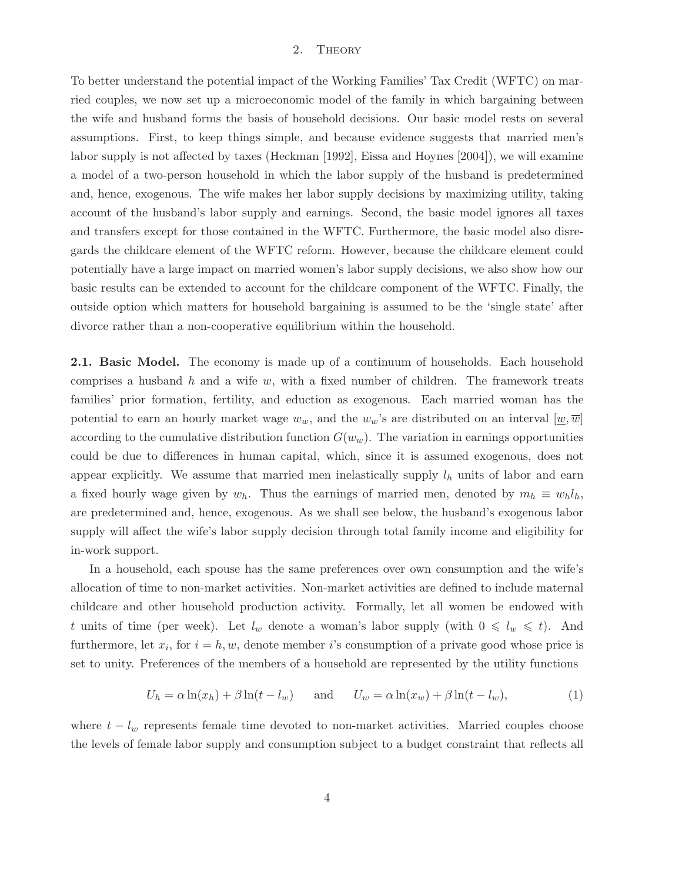## 2. Theory

To better understand the potential impact of the Working Families' Tax Credit (WFTC) on married couples, we now set up a microeconomic model of the family in which bargaining between the wife and husband forms the basis of household decisions. Our basic model rests on several assumptions. First, to keep things simple, and because evidence suggests that married men's labor supply is not affected by taxes (Heckman [1992], Eissa and Hoynes [2004]), we will examine a model of a two-person household in which the labor supply of the husband is predetermined and, hence, exogenous. The wife makes her labor supply decisions by maximizing utility, taking account of the husband's labor supply and earnings. Second, the basic model ignores all taxes and transfers except for those contained in the WFTC. Furthermore, the basic model also disregards the childcare element of the WFTC reform. However, because the childcare element could potentially have a large impact on married women's labor supply decisions, we also show how our basic results can be extended to account for the childcare component of the WFTC. Finally, the outside option which matters for household bargaining is assumed to be the 'single state' after divorce rather than a non-cooperative equilibrium within the household.

**2.1. Basic Model.** The economy is made up of a continuum of households. Each household comprises a husband $h$ and a wife $w$, with a fixed number of children. The framework treats families' prior formation, fertility, and eduction as exogenous. Each married woman has the potential to earn an hourly market wage $w_w$, and the $w_w$'s are distributed on an interval $[\underline{w}, \overline{w}]$ according to the cumulative distribution function $G(w_w)$. The variation in earnings opportunities could be due to differences in human capital, which, since it is assumed exogenous, does not appear explicitly. We assume that married men inelastically supply $l_h$ units of labor and earn a fixed hourly wage given by $w_h$. Thus the earnings of married men, denoted by $m_h \equiv w_h l_h$, are predetermined and, hence, exogenous. As we shall see below, the husband's exogenous labor supply will affect the wife's labor supply decision through total family income and eligibility for in-work support.

In a household, each spouse has the same preferences over own consumption and the wife's allocation of time to non-market activities. Non-market activities are defined to include maternal childcare and other household production activity. Formally, let all women be endowed with $t$ units of time (per week). Let $l_w$ denote a woman's labor supply (with $0 \leqslant l_w \leqslant t$). And furthermore, let $x_i$, for $i = h, w$, denote member $i$'s consumption of a private good whose price is set to unity. Preferences of the members of a household are represented by the utility functions

$$U_h = \alpha \ln(x_h) + \beta \ln(t - l_w) \qquad \text{and} \qquad U_w = \alpha \ln(x_w) + \beta \ln(t - l_w), \tag{1}$$

where $t - l_w$ represents female time devoted to non-market activities. Married couples choose the levels of female labor supply and consumption subject to a budget constraint that reflects all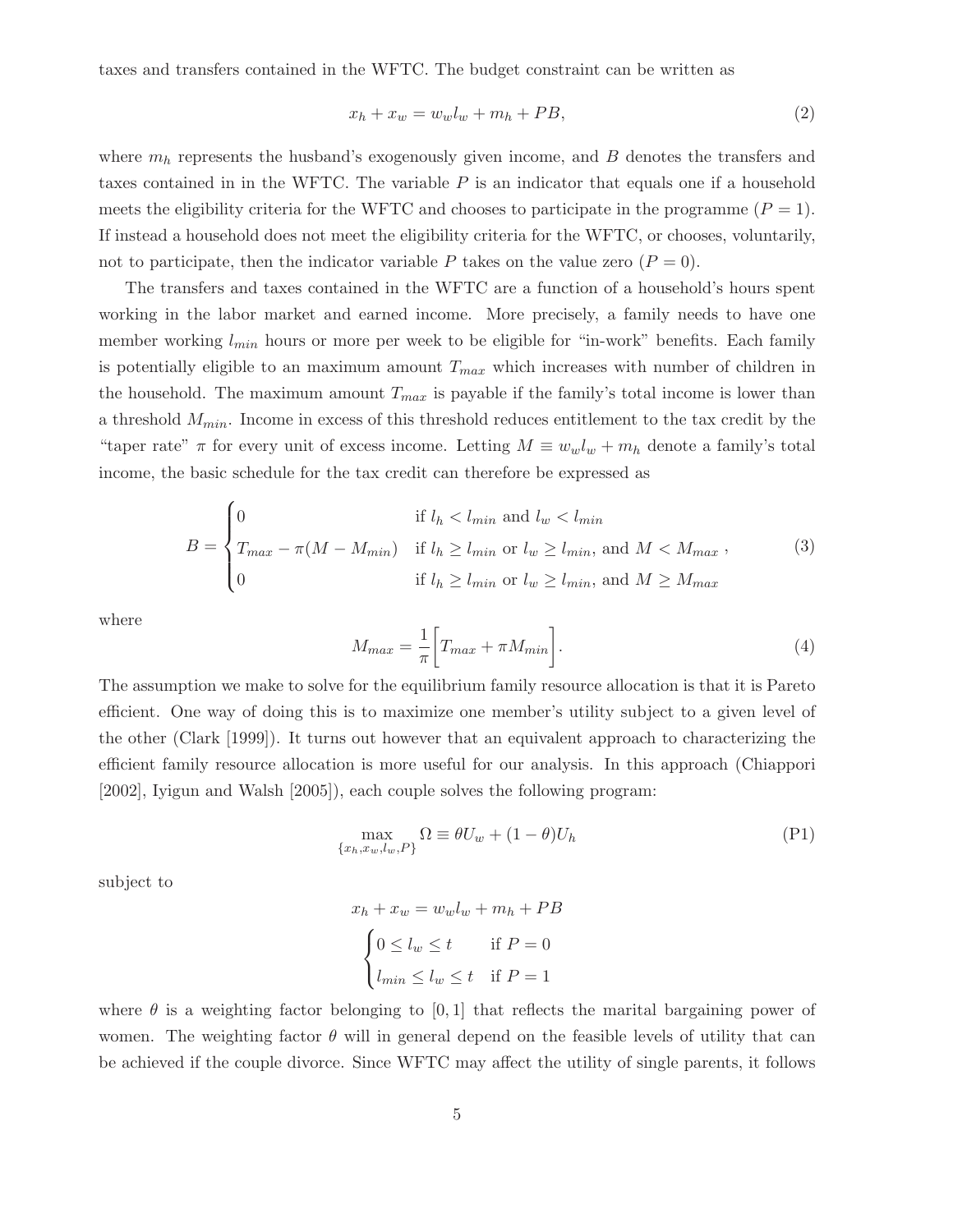taxes and transfers contained in the WFTC. The budget constraint can be written as

$$x_h + x_w = w_w l_w + m_h + PB, \tag{2}$$

where $m_h$ represents the husband's exogenously given income, and $B$ denotes the transfers and taxes contained in in the WFTC. The variable $P$ is an indicator that equals one if a household meets the eligibility criteria for the WFTC and chooses to participate in the programme ($P = 1$). If instead a household does not meet the eligibility criteria for the WFTC, or chooses, voluntarily, not to participate, then the indicator variable $P$ takes on the value zero ($P = 0$).

The transfers and taxes contained in the WFTC are a function of a household's hours spent working in the labor market and earned income. More precisely, a family needs to have one member working $l_{min}$ hours or more per week to be eligible for "in-work" benefits. Each family is potentially eligible to an maximum amount $T_{max}$ which increases with number of children in the household. The maximum amount $T_{max}$ is payable if the family's total income is lower than a threshold $M_{min}$. Income in excess of this threshold reduces entitlement to the tax credit by the "taper rate" $\pi$ for every unit of excess income. Letting $M \equiv w_w l_w + m_h$ denote a family's total income, the basic schedule for the tax credit can therefore be expressed as

$$B = \begin{cases} 0 & \text{if } l_h < l_{min} \text{ and } l_w < l_{min} \\ T_{max} - \pi(M - M_{min}) & \text{if } l_h \geq l_{min} \text{ or } l_w \geq l_{min}, \text{ and } M < M_{max} \\ 0 & \text{if } l_h \geq l_{min} \text{ or } l_w \geq l_{min}, \text{ and } M \geq M_{max} \end{cases}, \tag{3}$$

where

$$M_{max} = \frac{1}{\pi}\left[T_{max} + \pi M_{min}\right]. \tag{4}$$

The assumption we make to solve for the equilibrium family resource allocation is that it is Pareto efficient. One way of doing this is to maximize one member's utility subject to a given level of the other (Clark [1999]). It turns out however that an equivalent approach to characterizing the efficient family resource allocation is more useful for our analysis. In this approach (Chiappori [2002], Iyigun and Walsh [2005]), each couple solves the following program:

$$\max_{\{x_h, x_w, l_w, P\}} \Omega \equiv \theta U_w + (1-\theta) U_h \tag{P1}$$

subject to

$$x_h + x_w = w_w l_w + m_h + PB$$

$$\begin{cases} 0 \leq l_w \leq t & \text{if } P = 0 \\ l_{min} \leq l_w \leq t & \text{if } P = 1 \end{cases}$$

where $\theta$ is a weighting factor belonging to $[0, 1]$ that reflects the marital bargaining power of women. The weighting factor $\theta$ will in general depend on the feasible levels of utility that can be achieved if the couple divorce. Since WFTC may affect the utility of single parents, it follows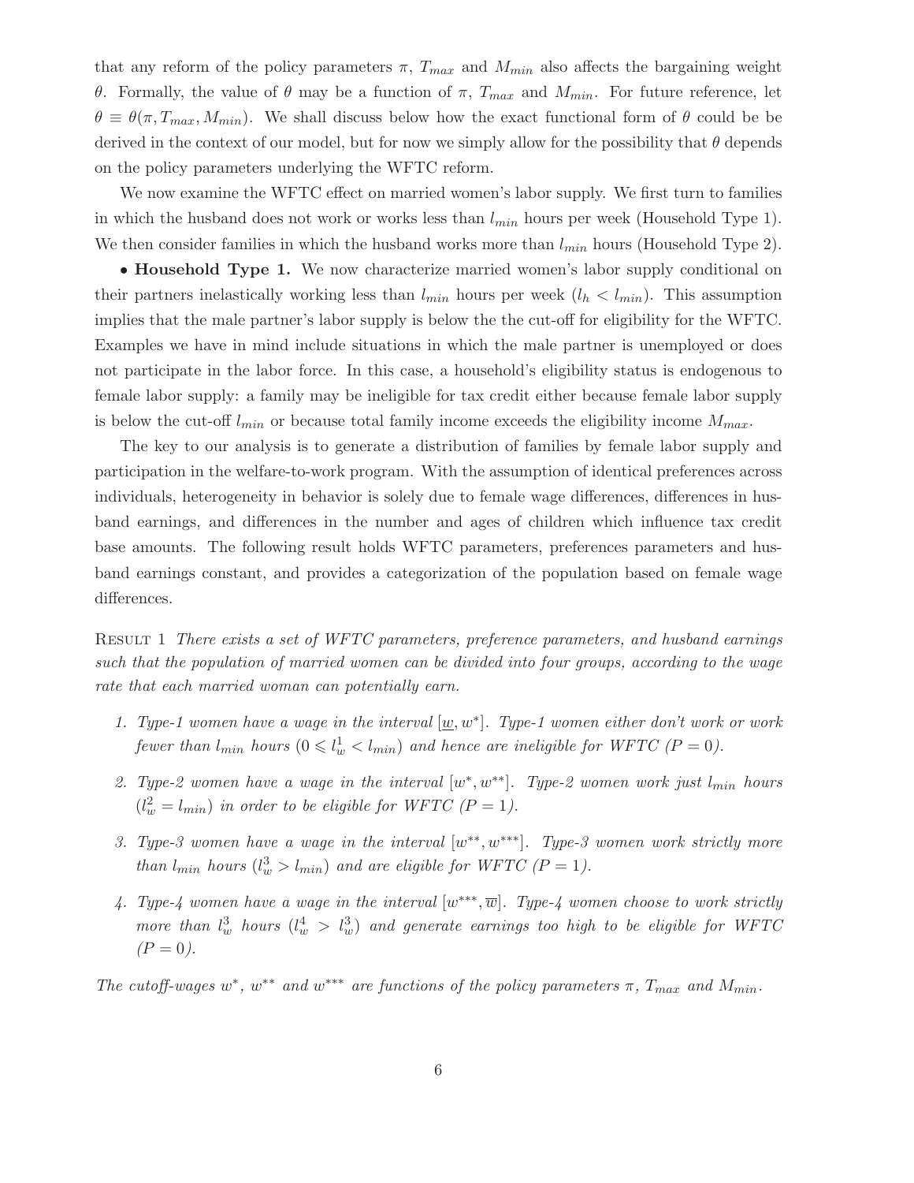that any reform of the policy parameters $\pi$, $T_{max}$ and $M_{min}$ also affects the bargaining weight $\theta$. Formally, the value of $\theta$ may be a function of $\pi$, $T_{max}$ and $M_{min}$. For future reference, let $\theta \equiv \theta(\pi, T_{max}, M_{min})$. We shall discuss below how the exact functional form of $\theta$ could be be derived in the context of our model, but for now we simply allow for the possibility that $\theta$ depends on the policy parameters underlying the WFTC reform.

We now examine the WFTC effect on married women's labor supply. We first turn to families in which the husband does not work or works less than $l_{min}$ hours per week (Household Type 1). We then consider families in which the husband works more than $l_{min}$ hours (Household Type 2).

• **Household Type 1.** We now characterize married women's labor supply conditional on their partners inelastically working less than $l_{min}$ hours per week ($l_h < l_{min}$). This assumption implies that the male partner's labor supply is below the the cut-off for eligibility for the WFTC. Examples we have in mind include situations in which the male partner is unemployed or does not participate in the labor force. In this case, a household's eligibility status is endogenous to female labor supply: a family may be ineligible for tax credit either because female labor supply is below the cut-off $l_{min}$ or because total family income exceeds the eligibility income $M_{max}$.

The key to our analysis is to generate a distribution of families by female labor supply and participation in the welfare-to-work program. With the assumption of identical preferences across individuals, heterogeneity in behavior is solely due to female wage differences, differences in husband earnings, and differences in the number and ages of children which influence tax credit base amounts. The following result holds WFTC parameters, preferences parameters and husband earnings constant, and provides a categorization of the population based on female wage differences.

Result 1 *There exists a set of WFTC parameters, preference parameters, and husband earnings such that the population of married women can be divided into four groups, according to the wage rate that each married woman can potentially earn.*

1. *Type-1 women have a wage in the interval $[\underline{w}, w^*]$. Type-1 women either don't work or work fewer than $l_{min}$ hours ($0 \leqslant l_w^1 < l_{min}$) and hence are ineligible for WFTC ($P = 0$).*
2. *Type-2 women have a wage in the interval $[w^*, w^{**}]$. Type-2 women work just $l_{min}$ hours ($l_w^2 = l_{min}$) in order to be eligible for WFTC ($P = 1$).*
3. *Type-3 women have a wage in the interval $[w^{**}, w^{***}]$. Type-3 women work strictly more than $l_{min}$ hours ($l_w^3 > l_{min}$) and are eligible for WFTC ($P = 1$).*
4. *Type-4 women have a wage in the interval $[w^{***}, \overline{w}]$. Type-4 women choose to work strictly more than $l_w^3$ hours ($l_w^4 > l_w^3$) and generate earnings too high to be eligible for WFTC ($P = 0$).*

*The cutoff-wages $w^*$, $w^{**}$ and $w^{***}$ are functions of the policy parameters $\pi$, $T_{max}$ and $M_{min}$.*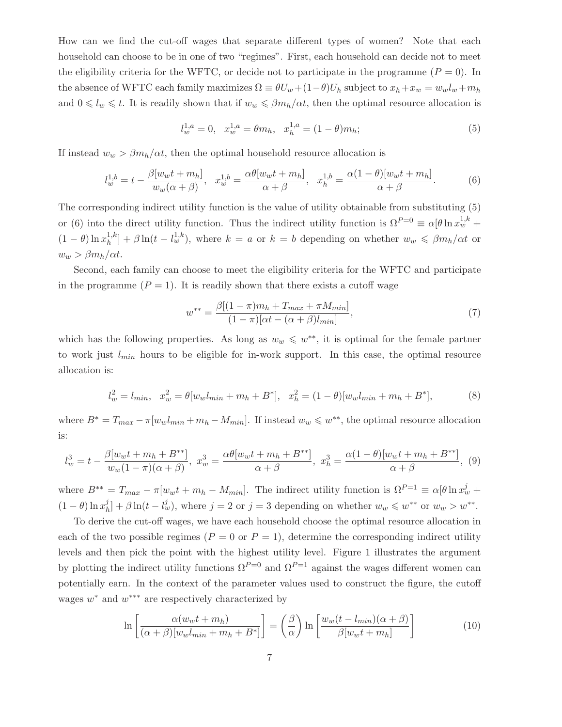How can we find the cut-off wages that separate different types of women? Note that each household can choose to be in one of two "regimes". First, each household can decide not to meet the eligibility criteria for the WFTC, or decide not to participate in the programme ($P = 0$). In the absence of WFTC each family maximizes $\Omega \equiv \theta U_w + (1-\theta) U_h$ subject to $x_h + x_w = w_w l_w + m_h$ and $0 \leqslant l_w \leqslant t$. It is readily shown that if $w_w \leqslant \beta m_h / \alpha t$, then the optimal resource allocation is

$$l_w^{1,a} = 0, \quad x_w^{1,a} = \theta m_h, \quad x_h^{1,a} = (1-\theta) m_h; \tag{5}$$

If instead $w_w > \beta m_h / \alpha t$, then the optimal household resource allocation is

$$l_w^{1,b} = t - \frac{\beta [w_w t + m_h]}{w_w (\alpha + \beta)}, \quad x_w^{1,b} = \frac{\alpha \theta [w_w t + m_h]}{\alpha + \beta}, \quad x_h^{1,b} = \frac{\alpha (1-\theta) [w_w t + m_h]}{\alpha + \beta}. \tag{6}$$

The corresponding indirect utility function is the value of utility obtainable from substituting (5) or (6) into the direct utility function. Thus the indirect utility function is $\Omega^{P=0} \equiv \alpha[\theta \ln x_w^{1,k} + (1-\theta) \ln x_h^{1,k}] + \beta \ln(t - l_w^{1,k})$, where $k = a$ or $k = b$ depending on whether $w_w \leqslant \beta m_h / \alpha t$ or $w_w > \beta m_h / \alpha t$.

Second, each family can choose to meet the eligibility criteria for the WFTC and participate in the programme ($P = 1$). It is readily shown that there exists a cutoff wage

$$w^{**} = \frac{\beta [(1-\pi) m_h + T_{max} + \pi M_{min}]}{(1-\pi)[\alpha t - (\alpha + \beta) l_{min}]}, \tag{7}$$

which has the following properties. As long as $w_w \leqslant w^{**}$, it is optimal for the female partner to work just $l_{min}$ hours to be eligible for in-work support. In this case, the optimal resource allocation is:

$$l_w^2 = l_{min}, \quad x_w^2 = \theta [w_w l_{min} + m_h + B^*], \quad x_h^2 = (1-\theta)[w_w l_{min} + m_h + B^*], \tag{8}$$

where $B^* = T_{max} - \pi[w_w l_{min} + m_h - M_{min}]$. If instead $w_w \leqslant w^{**}$, the optimal resource allocation is:

$$l_w^3 = t - \frac{\beta [w_w t + m_h + B^{**}]}{w_w (1-\pi)(\alpha + \beta)}, \; x_w^3 = \frac{\alpha \theta [w_w t + m_h + B^{**}]}{\alpha + \beta}, \; x_h^3 = \frac{\alpha (1-\theta) [w_w t + m_h + B^{**}]}{\alpha + \beta}, \tag{9}$$

where $B^{**} = T_{max} - \pi[w_w t + m_h - M_{min}]$. The indirect utility function is $\Omega^{P=1} \equiv \alpha[\theta \ln x_w^j + (1-\theta) \ln x_h^j] + \beta \ln(t - l_w^j)$, where $j = 2$ or $j = 3$ depending on whether $w_w \leqslant w^{**}$ or $w_w > w^{**}$.

To derive the cut-off wages, we have each household choose the optimal resource allocation in each of the two possible regimes ($P = 0$ or $P = 1$), determine the corresponding indirect utility levels and then pick the point with the highest utility level. Figure 1 illustrates the argument by plotting the indirect utility functions $\Omega^{P=0}$ and $\Omega^{P=1}$ against the wages different women can potentially earn. In the context of the parameter values used to construct the figure, the cutoff wages $w^*$ and $w^{***}$ are respectively characterized by

$$\ln \left[ \frac{\alpha (w_w t + m_h)}{(\alpha + \beta)[w_w l_{min} + m_h + B^*]} \right] = \left( \frac{\beta}{\alpha} \right) \ln \left[ \frac{w_w (t - l_{min})(\alpha + \beta)}{\beta [w_w t + m_h]} \right] \tag{10}$$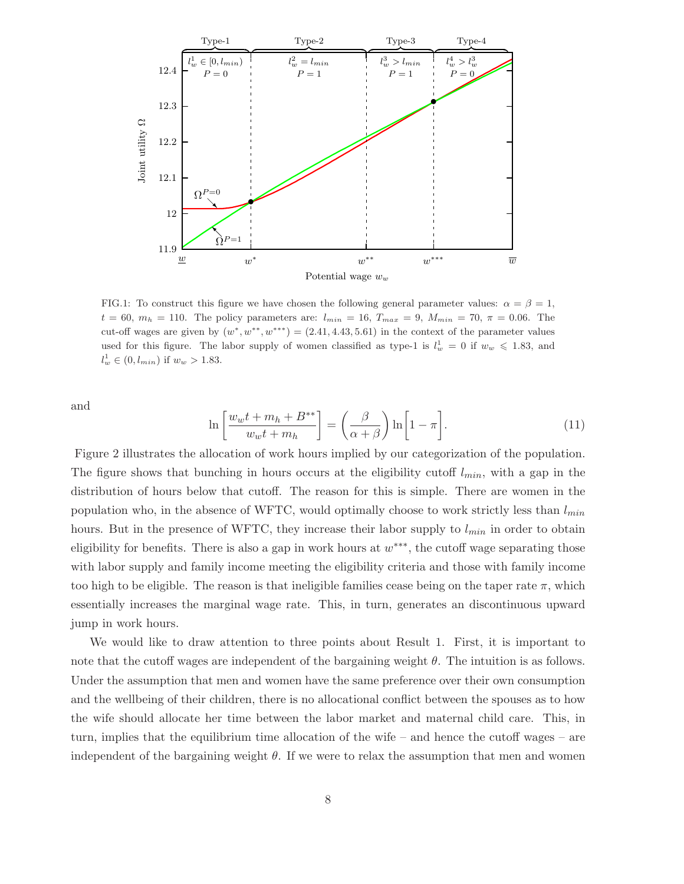FIG.1: To construct this figure we have chosen the following general parameter values: $\alpha = \beta = 1$, $t = 60$, $m_h = 110$. The policy parameters are: $l_{min} = 16$, $T_{max} = 9$, $M_{min} = 70$, $\pi = 0.06$. The cut-off wages are given by $(w^*, w^{**}, w^{***}) = (2.41, 4.43, 5.61)$ in the context of the parameter values used for this figure. The labor supply of women classified as type-1 is $l_w^1 = 0$ if $w_w \leqslant 1.83$, and $l_w^1 \in (0, l_{min})$ if $w_w > 1.83$.

and

$$\ln\left[\frac{w_w t + m_h + B^{**}}{w_w t + m_h}\right] = \left(\frac{\beta}{\alpha+\beta}\right)\ln\Big[1-\pi\Big]. \tag{11}$$

Figure 2 illustrates the allocation of work hours implied by our categorization of the population. The figure shows that bunching in hours occurs at the eligibility cutoff $l_{min}$, with a gap in the distribution of hours below that cutoff. The reason for this is simple. There are women in the population who, in the absence of WFTC, would optimally choose to work strictly less than $l_{min}$ hours. But in the presence of WFTC, they increase their labor supply to $l_{min}$ in order to obtain eligibility for benefits. There is also a gap in work hours at $w^{***}$, the cutoff wage separating those with labor supply and family income meeting the eligibility criteria and those with family income too high to be eligible. The reason is that ineligible families cease being on the taper rate $\pi$, which essentially increases the marginal wage rate. This, in turn, generates an discontinuous upward jump in work hours.

We would like to draw attention to three points about Result 1. First, it is important to note that the cutoff wages are independent of the bargaining weight $\theta$. The intuition is as follows. Under the assumption that men and women have the same preference over their own consumption and the wellbeing of their children, there is no allocational conflict between the spouses as to how the wife should allocate her time between the labor market and maternal child care. This, in turn, implies that the equilibrium time allocation of the wife – and hence the cutoff wages – are independent of the bargaining weight $\theta$. If we were to relax the assumption that men and women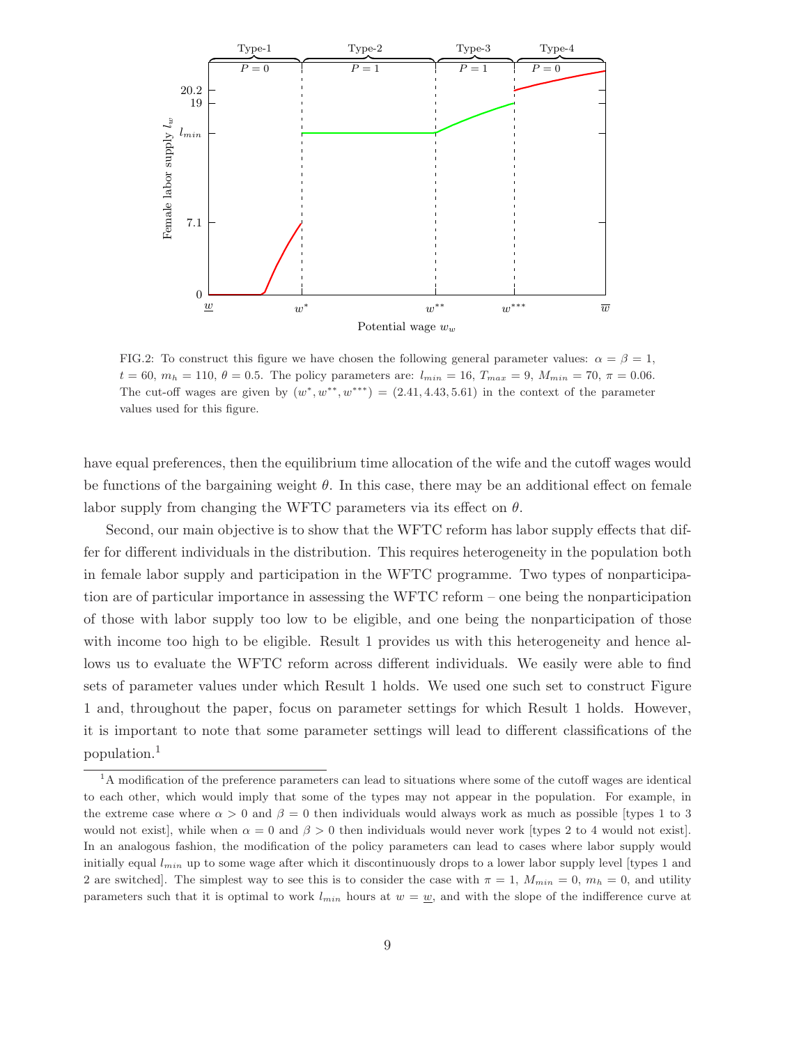FIG.2: To construct this figure we have chosen the following general parameter values: $\alpha = \beta = 1$, $t = 60$, $m_h = 110$, $\theta = 0.5$. The policy parameters are: $l_{min} = 16$, $T_{max} = 9$, $M_{min} = 70$, $\pi = 0.06$. The cut-off wages are given by $(w^*, w^{**}, w^{***}) = (2.41, 4.43, 5.61)$ in the context of the parameter values used for this figure.

have equal preferences, then the equilibrium time allocation of the wife and the cutoff wages would be functions of the bargaining weight $\theta$. In this case, there may be an additional effect on female labor supply from changing the WFTC parameters via its effect on $\theta$.

Second, our main objective is to show that the WFTC reform has labor supply effects that differ for different individuals in the distribution. This requires heterogeneity in the population both in female labor supply and participation in the WFTC programme. Two types of nonparticipation are of particular importance in assessing the WFTC reform – one being the nonparticipation of those with labor supply too low to be eligible, and one being the nonparticipation of those with income too high to be eligible. Result 1 provides us with this heterogeneity and hence allows us to evaluate the WFTC reform across different individuals. We easily were able to find sets of parameter values under which Result 1 holds. We used one such set to construct Figure 1 and, throughout the paper, focus on parameter settings for which Result 1 holds. However, it is important to note that some parameter settings will lead to different classifications of the population.[1]

[1] A modification of the preference parameters can lead to situations where some of the cutoff wages are identical to each other, which would imply that some of the types may not appear in the population. For example, in the extreme case where $\alpha > 0$ and $\beta = 0$ then individuals would always work as much as possible [types 1 to 3 would not exist], while when $\alpha = 0$ and $\beta > 0$ then individuals would never work [types 2 to 4 would not exist]. In an analogous fashion, the modification of the policy parameters can lead to cases where labor supply would initially equal $l_{min}$ up to some wage after which it discontinuously drops to a lower labor supply level [types 1 and 2 are switched]. The simplest way to see this is to consider the case with $\pi = 1$, $M_{min} = 0$, $m_h = 0$, and utility parameters such that it is optimal to work $l_{min}$ hours at $w = \underline{w}$, and with the slope of the indifference curve at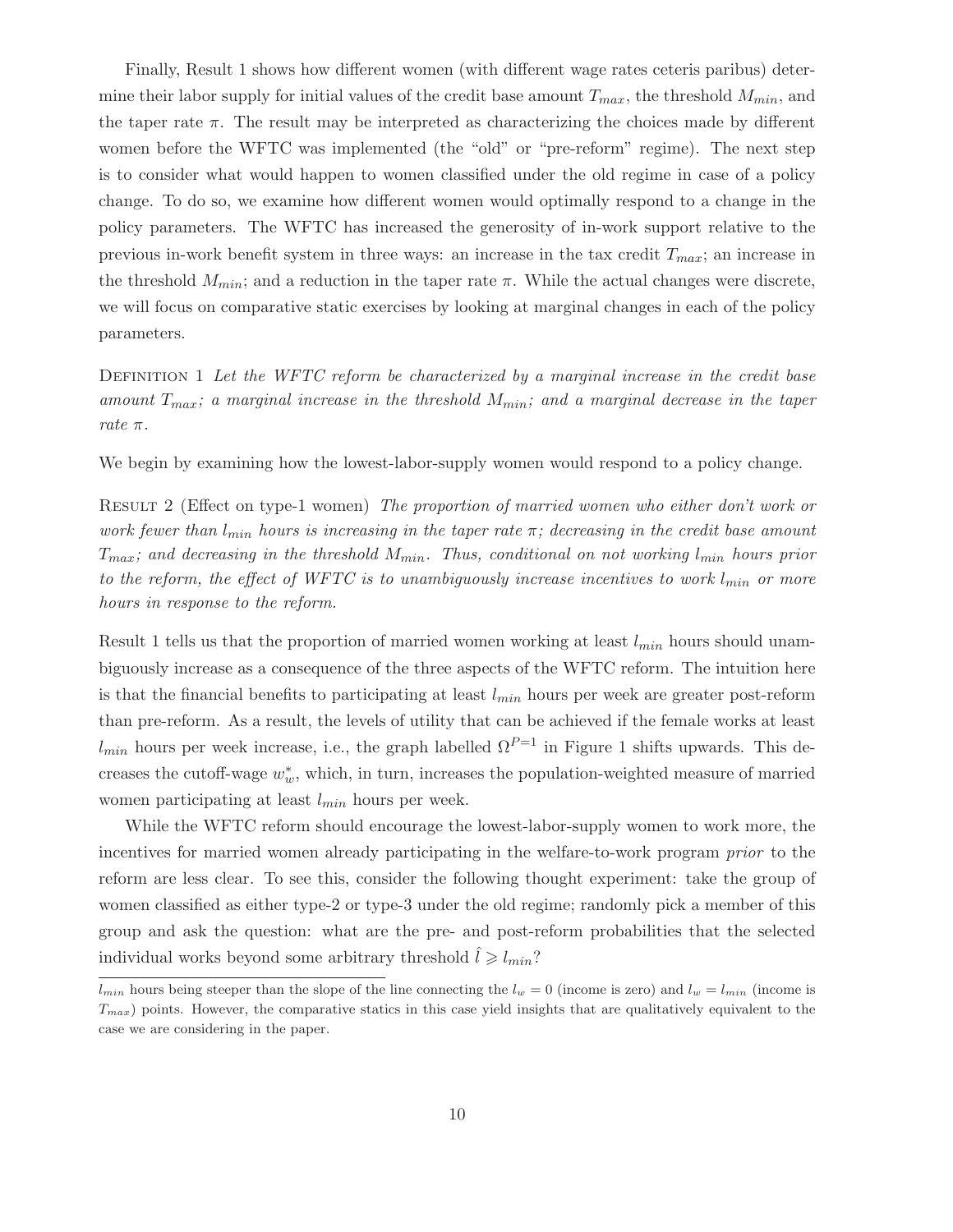Finally, Result 1 shows how different women (with different wage rates ceteris paribus) determine their labor supply for initial values of the credit base amount $T_{max}$, the threshold $M_{min}$, and the taper rate $\pi$. The result may be interpreted as characterizing the choices made by different women before the WFTC was implemented (the "old" or "pre-reform" regime). The next step is to consider what would happen to women classified under the old regime in case of a policy change. To do so, we examine how different women would optimally respond to a change in the policy parameters. The WFTC has increased the generosity of in-work support relative to the previous in-work benefit system in three ways: an increase in the tax credit $T_{max}$; an increase in the threshold $M_{min}$; and a reduction in the taper rate $\pi$. While the actual changes were discrete, we will focus on comparative static exercises by looking at marginal changes in each of the policy parameters.

Definition 1 *Let the WFTC reform be characterized by a marginal increase in the credit base amount $T_{max}$; a marginal increase in the threshold $M_{min}$; and a marginal decrease in the taper rate $\pi$.*

We begin by examining how the lowest-labor-supply women would respond to a policy change.

Result 2 (Effect on type-1 women) *The proportion of married women who either don't work or work fewer than $l_{min}$ hours is increasing in the taper rate $\pi$; decreasing in the credit base amount $T_{max}$; and decreasing in the threshold $M_{min}$. Thus, conditional on not working $l_{min}$ hours prior to the reform, the effect of WFTC is to unambiguously increase incentives to work $l_{min}$ or more hours in response to the reform.*

Result 1 tells us that the proportion of married women working at least $l_{min}$ hours should unambiguously increase as a consequence of the three aspects of the WFTC reform. The intuition here is that the financial benefits to participating at least $l_{min}$ hours per week are greater post-reform than pre-reform. As a result, the levels of utility that can be achieved if the female works at least $l_{min}$ hours per week increase, i.e., the graph labelled $\Omega^{P=1}$ in Figure 1 shifts upwards. This decreases the cutoff-wage $w_w^*$, which, in turn, increases the population-weighted measure of married women participating at least $l_{min}$ hours per week.

While the WFTC reform should encourage the lowest-labor-supply women to work more, the incentives for married women already participating in the welfare-to-work program *prior* to the reform are less clear. To see this, consider the following thought experiment: take the group of women classified as either type-2 or type-3 under the old regime; randomly pick a member of this group and ask the question: what are the pre- and post-reform probabilities that the selected individual works beyond some arbitrary threshold $\hat{l} \geqslant l_{min}$?

---

$l_{min}$ hours being steeper than the slope of the line connecting the $l_w = 0$ (income is zero) and $l_w = l_{min}$ (income is $T_{max}$) points. However, the comparative statics in this case yield insights that are qualitatively equivalent to the case we are considering in the paper.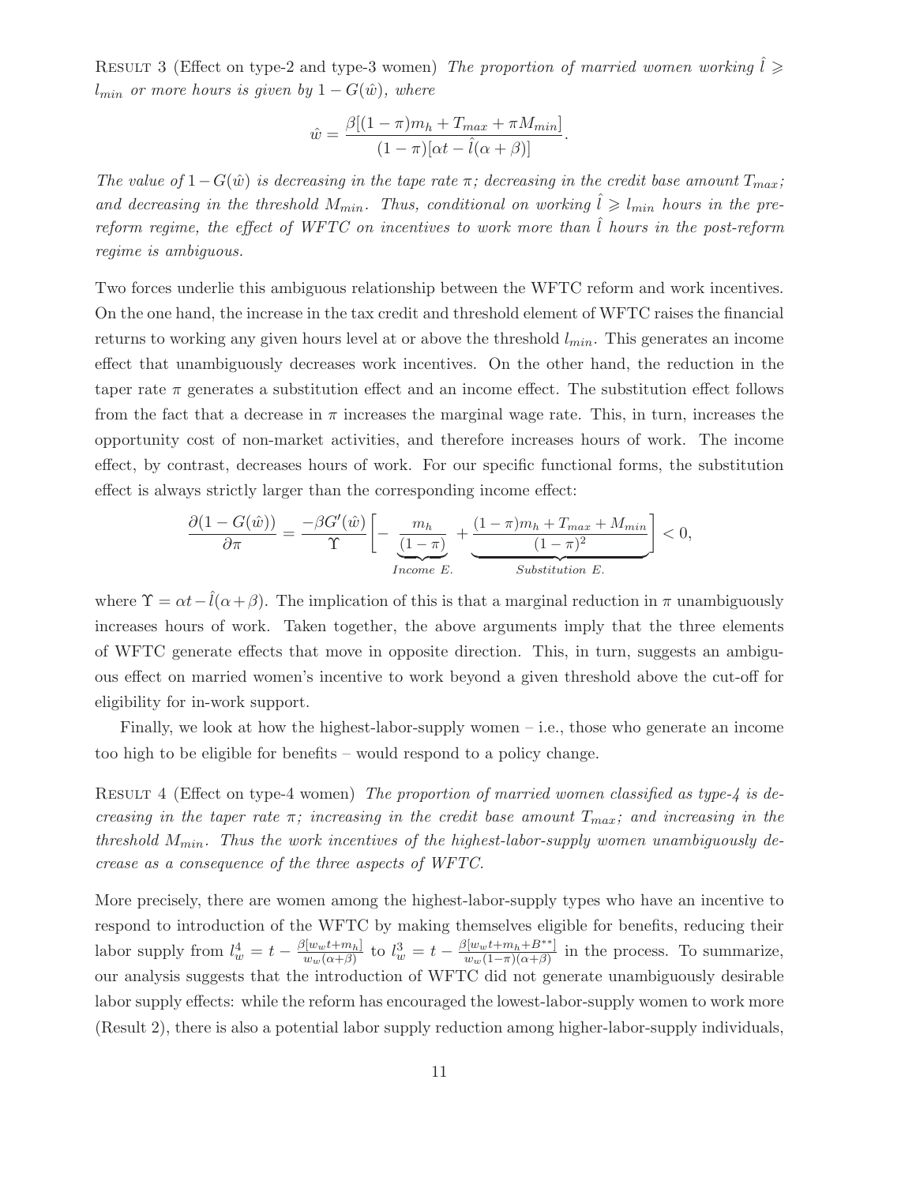RESULT 3 (Effect on type-2 and type-3 women) *The proportion of married women working $\hat{l} \geqslant l_{min}$ or more hours is given by $1 - G(\hat{w})$, where*

$$\hat{w} = \frac{\beta[(1-\pi)m_h + T_{max} + \pi M_{min}]}{(1-\pi)[\alpha t - \hat{l}(\alpha + \beta)]}.$$

*The value of $1 - G(\hat{w})$ is decreasing in the tape rate $\pi$; decreasing in the credit base amount $T_{max}$; and decreasing in the threshold $M_{min}$. Thus, conditional on working $\hat{l} \geqslant l_{min}$ hours in the pre-reform regime, the effect of WFTC on incentives to work more than $\hat{l}$ hours in the post-reform regime is ambiguous.*

Two forces underlie this ambiguous relationship between the WFTC reform and work incentives. On the one hand, the increase in the tax credit and threshold element of WFTC raises the financial returns to working any given hours level at or above the threshold $l_{min}$. This generates an income effect that unambiguously decreases work incentives. On the other hand, the reduction in the taper rate $\pi$ generates a substitution effect and an income effect. The substitution effect follows from the fact that a decrease in $\pi$ increases the marginal wage rate. This, in turn, increases the opportunity cost of non-market activities, and therefore increases hours of work. The income effect, by contrast, decreases hours of work. For our specific functional forms, the substitution effect is always strictly larger than the corresponding income effect:

$$\frac{\partial(1 - G(\hat{w}))}{\partial \pi} = \frac{-\beta G'(\hat{w})}{\Upsilon}\Bigg[-\underbrace{\frac{m_h}{(1-\pi)}}_{Income\ E.} + \underbrace{\frac{(1-\pi)m_h + T_{max} + M_{min}}{(1-\pi)^2}}_{Substitution\ E.}\Bigg] < 0,$$

where $\Upsilon = \alpha t - \hat{l}(\alpha + \beta)$. The implication of this is that a marginal reduction in $\pi$ unambiguously increases hours of work. Taken together, the above arguments imply that the three elements of WFTC generate effects that move in opposite direction. This, in turn, suggests an ambiguous effect on married women's incentive to work beyond a given threshold above the cut-off for eligibility for in-work support.

Finally, we look at how the highest-labor-supply women – i.e., those who generate an income too high to be eligible for benefits – would respond to a policy change.

RESULT 4 (Effect on type-4 women) *The proportion of married women classified as type-4 is decreasing in the taper rate $\pi$; increasing in the credit base amount $T_{max}$; and increasing in the threshold $M_{min}$. Thus the work incentives of the highest-labor-supply women unambiguously decrease as a consequence of the three aspects of WFTC.*

More precisely, there are women among the highest-labor-supply types who have an incentive to respond to introduction of the WFTC by making themselves eligible for benefits, reducing their labor supply from $l_w^4 = t - \frac{\beta[w_w t + m_h]}{w_w(\alpha+\beta)}$ to $l_w^3 = t - \frac{\beta[w_w t + m_h + B^{**}]}{w_w(1-\pi)(\alpha+\beta)}$ in the process. To summarize, our analysis suggests that the introduction of WFTC did not generate unambiguously desirable labor supply effects: while the reform has encouraged the lowest-labor-supply women to work more (Result 2), there is also a potential labor supply reduction among higher-labor-supply individuals,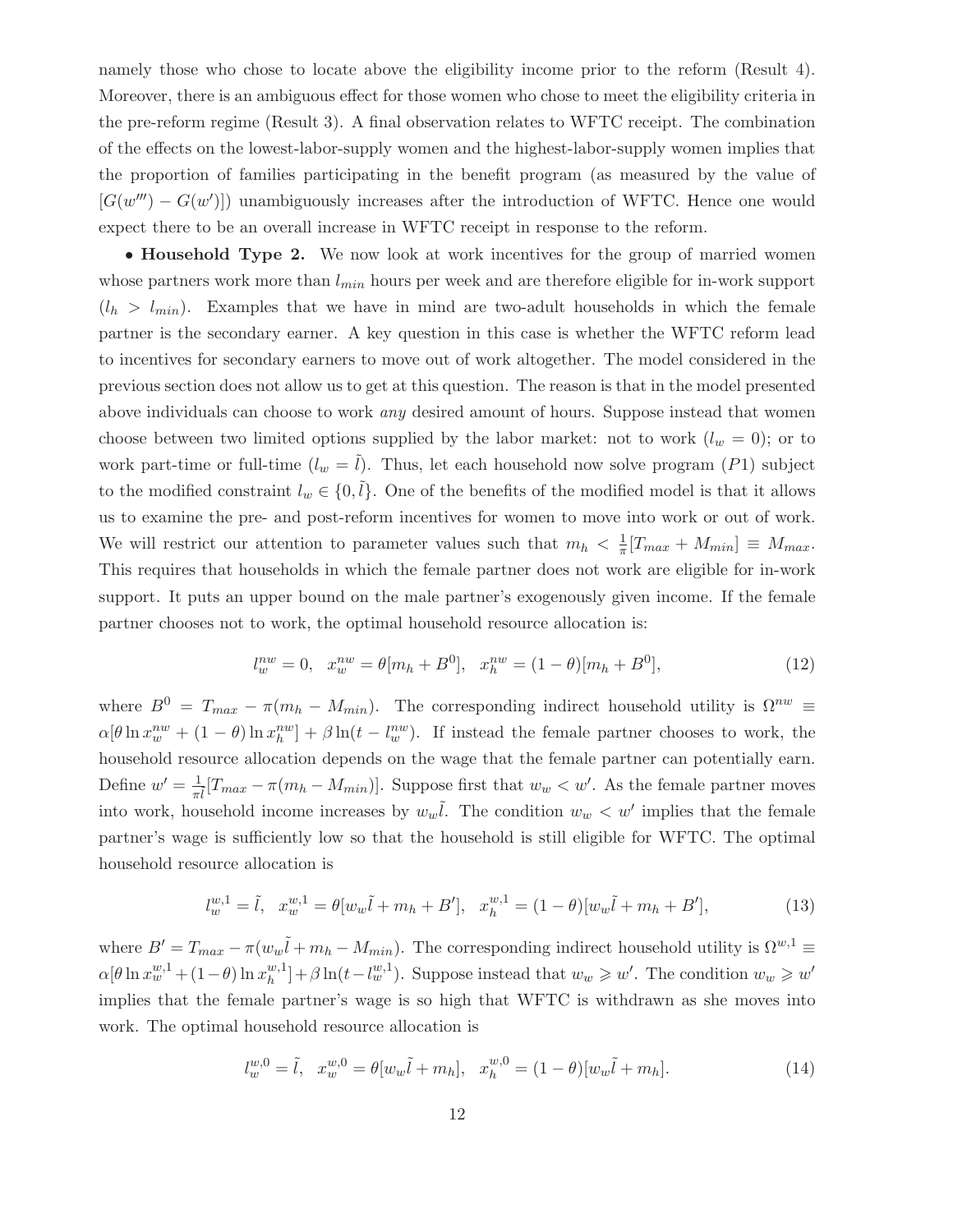namely those who chose to locate above the eligibility income prior to the reform (Result 4). Moreover, there is an ambiguous effect for those women who chose to meet the eligibility criteria in the pre-reform regime (Result 3). A final observation relates to WFTC receipt. The combination of the effects on the lowest-labor-supply women and the highest-labor-supply women implies that the proportion of families participating in the benefit program (as measured by the value of $[G(w''') - G(w')]$) unambiguously increases after the introduction of WFTC. Hence one would expect there to be an overall increase in WFTC receipt in response to the reform.

• **Household Type 2.** We now look at work incentives for the group of married women whose partners work more than $l_{min}$ hours per week and are therefore eligible for in-work support ($l_h > l_{min}$). Examples that we have in mind are two-adult households in which the female partner is the secondary earner. A key question in this case is whether the WFTC reform lead to incentives for secondary earners to move out of work altogether. The model considered in the previous section does not allow us to get at this question. The reason is that in the model presented above individuals can choose to work *any* desired amount of hours. Suppose instead that women choose between two limited options supplied by the labor market: not to work ($l_w = 0$); or to work part-time or full-time ($l_w = \tilde{l}$). Thus, let each household now solve program $(P1)$ subject to the modified constraint $l_w \in \{0, \tilde{l}\}$. One of the benefits of the modified model is that it allows us to examine the pre- and post-reform incentives for women to move into work or out of work. We will restrict our attention to parameter values such that $m_h < \frac{1}{\pi}[T_{max} + M_{min}] \equiv M_{max}$. This requires that households in which the female partner does not work are eligible for in-work support. It puts an upper bound on the male partner's exogenously given income. If the female partner chooses not to work, the optimal household resource allocation is:

$$l_w^{nw} = 0, \quad x_w^{nw} = \theta[m_h + B^0], \quad x_h^{nw} = (1-\theta)[m_h + B^0], \tag{12}$$

where $B^0 = T_{max} - \pi(m_h - M_{min})$. The corresponding indirect household utility is $\Omega^{nw} \equiv \alpha[\theta \ln x_w^{nw} + (1-\theta)\ln x_h^{nw}] + \beta \ln(t - l_w^{nw})$. If instead the female partner chooses to work, the household resource allocation depends on the wage that the female partner can potentially earn. Define $w' = \frac{1}{\pi \tilde{l}}[T_{max} - \pi(m_h - M_{min})]$. Suppose first that $w_w < w'$. As the female partner moves into work, household income increases by $w_w \tilde{l}$. The condition $w_w < w'$ implies that the female partner's wage is sufficiently low so that the household is still eligible for WFTC. The optimal household resource allocation is

$$l_w^{w,1} = \tilde{l}, \quad x_w^{w,1} = \theta[w_w \tilde{l} + m_h + B'], \quad x_h^{w,1} = (1-\theta)[w_w \tilde{l} + m_h + B'], \tag{13}$$

where $B' = T_{max} - \pi(w_w \tilde{l} + m_h - M_{min})$. The corresponding indirect household utility is $\Omega^{w,1} \equiv \alpha[\theta \ln x_w^{w,1} + (1-\theta)\ln x_h^{w,1}] + \beta \ln(t - l_w^{w,1})$. Suppose instead that $w_w \geqslant w'$. The condition $w_w \geqslant w'$ implies that the female partner's wage is so high that WFTC is withdrawn as she moves into work. The optimal household resource allocation is

$$l_w^{w,0} = \tilde{l}, \quad x_w^{w,0} = \theta[w_w \tilde{l} + m_h], \quad x_h^{w,0} = (1-\theta)[w_w \tilde{l} + m_h]. \tag{14}$$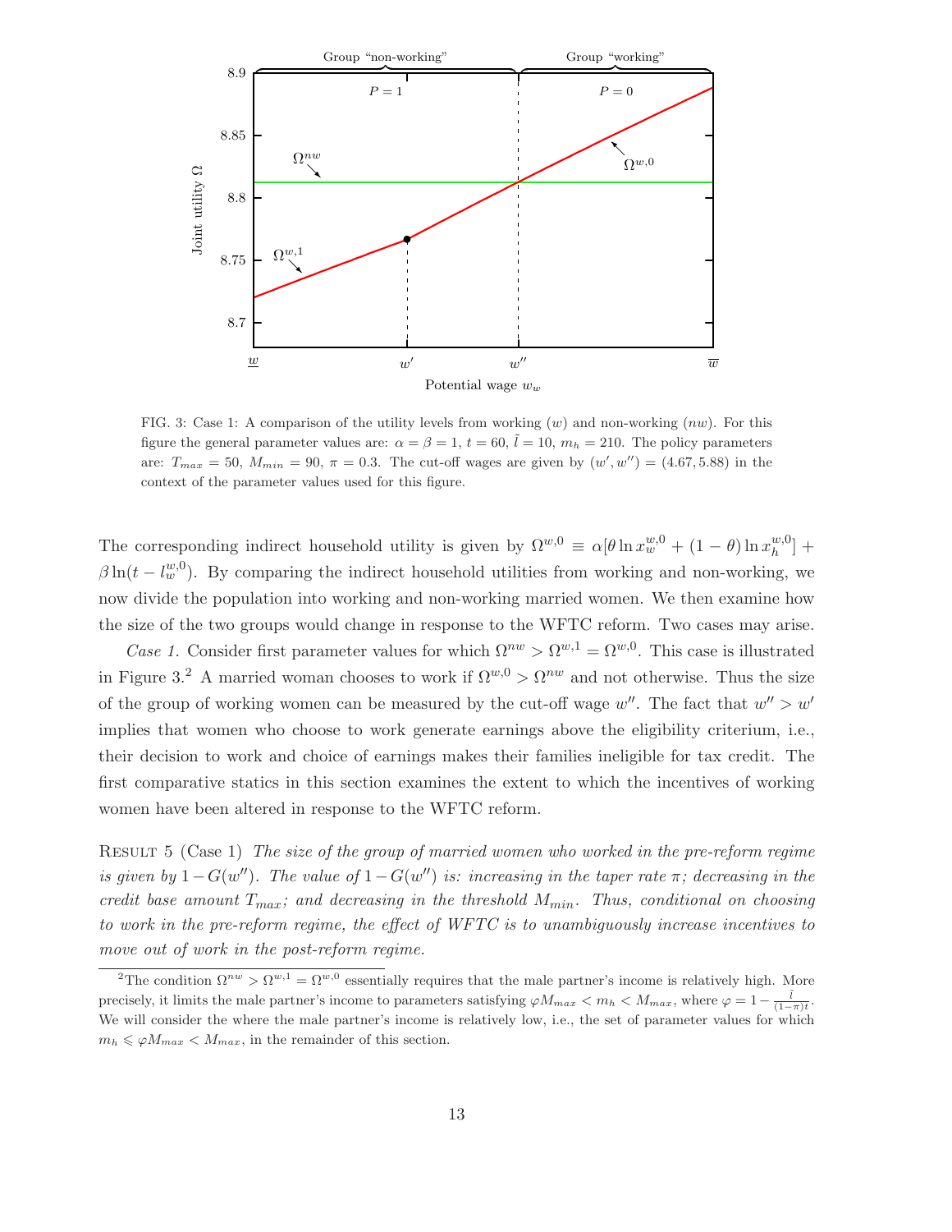FIG. 3: Case 1: A comparison of the utility levels from working ($w$) and non-working ($nw$). For this figure the general parameter values are: $\alpha = \beta = 1$, $t = 60$, $\tilde{l} = 10$, $m_h = 210$. The policy parameters are: $T_{max} = 50$, $M_{min} = 90$, $\pi = 0.3$. The cut-off wages are given by $(w', w'') = (4.67, 5.88)$ in the context of the parameter values used for this figure.

The corresponding indirect household utility is given by $\Omega^{w,0} \equiv \alpha[\theta \ln x_w^{w,0} + (1-\theta)\ln x_h^{w,0}] + \beta \ln(t - l_w^{w,0})$. By comparing the indirect household utilities from working and non-working, we now divide the population into working and non-working married women. We then examine how the size of the two groups would change in response to the WFTC reform. Two cases may arise.

*Case 1.* Consider first parameter values for which $\Omega^{nw} > \Omega^{w,1} = \Omega^{w,0}$. This case is illustrated in Figure 3.[2] A married woman chooses to work if $\Omega^{w,0} > \Omega^{nw}$ and not otherwise. Thus the size of the group of working women can be measured by the cut-off wage $w''$. The fact that $w'' > w'$ implies that women who choose to work generate earnings above the eligibility criterium, i.e., their decision to work and choice of earnings makes their families ineligible for tax credit. The first comparative statics in this section examines the extent to which the incentives of working women have been altered in response to the WFTC reform.

RESULT 5 (Case 1) *The size of the group of married women who worked in the pre-reform regime is given by $1 - G(w'')$. The value of $1 - G(w'')$ is: increasing in the taper rate $\pi$; decreasing in the credit base amount $T_{max}$; and decreasing in the threshold $M_{min}$. Thus, conditional on choosing to work in the pre-reform regime, the effect of WFTC is to unambiguously increase incentives to move out of work in the post-reform regime.*

[2] The condition $\Omega^{nw} > \Omega^{w,1} = \Omega^{w,0}$ essentially requires that the male partner's income is relatively high. More precisely, it limits the male partner's income to parameters satisfying $\varphi M_{max} < m_h < M_{max}$, where $\varphi = 1 - \frac{\tilde{l}}{(1-\pi)t}$. We will consider the where the male partner's income is relatively low, i.e., the set of parameter values for which $m_h \leqslant \varphi M_{max} < M_{max}$, in the remainder of this section.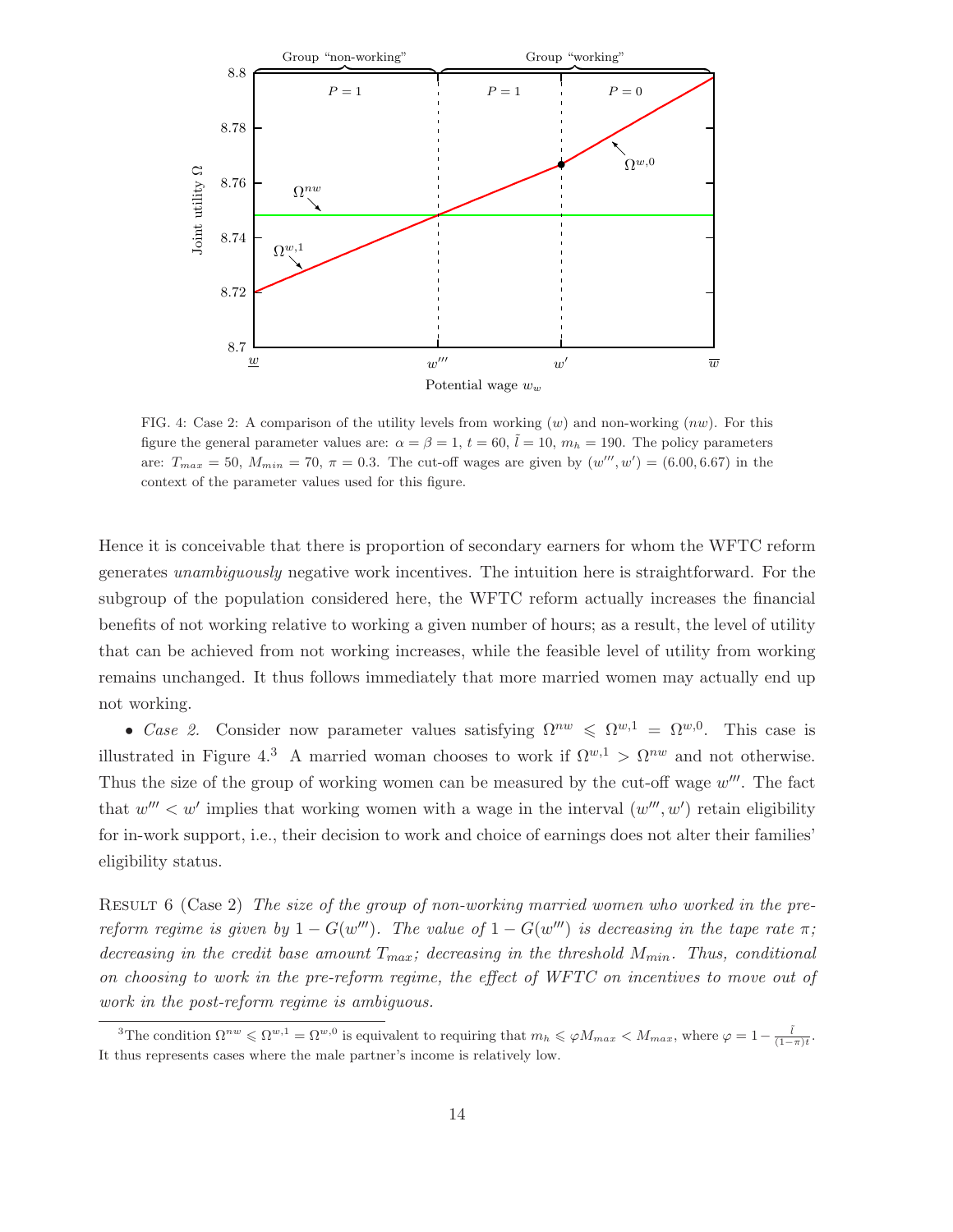FIG. 4: Case 2: A comparison of the utility levels from working ($w$) and non-working ($nw$). For this figure the general parameter values are: $\alpha = \beta = 1$, $t = 60$, $\tilde{l} = 10$, $m_h = 190$. The policy parameters are: $T_{max} = 50$, $M_{min} = 70$, $\pi = 0.3$. The cut-off wages are given by $(w''', w') = (6.00, 6.67)$ in the context of the parameter values used for this figure.

Hence it is conceivable that there is proportion of secondary earners for whom the WFTC reform generates *unambiguously* negative work incentives. The intuition here is straightforward. For the subgroup of the population considered here, the WFTC reform actually increases the financial benefits of not working relative to working a given number of hours; as a result, the level of utility that can be achieved from not working increases, while the feasible level of utility from working remains unchanged. It thus follows immediately that more married women may actually end up not working.

- *Case 2.* Consider now parameter values satisfying $\Omega^{nw} \leqslant \Omega^{w,1} = \Omega^{w,0}$. This case is illustrated in Figure 4.[3] A married woman chooses to work if $\Omega^{w,1} > \Omega^{nw}$ and not otherwise. Thus the size of the group of working women can be measured by the cut-off wage $w'''$. The fact that $w''' < w'$ implies that working women with a wage in the interval $(w''', w')$ retain eligibility for in-work support, i.e., their decision to work and choice of earnings does not alter their families' eligibility status.

Result 6 (Case 2) *The size of the group of non-working married women who worked in the pre-reform regime is given by $1 - G(w''')$. The value of $1 - G(w''')$ is decreasing in the tape rate $\pi$; decreasing in the credit base amount $T_{max}$; decreasing in the threshold $M_{min}$. Thus, conditional on choosing to work in the pre-reform regime, the effect of WFTC on incentives to move out of work in the post-reform regime is ambiguous.*

[3] The condition $\Omega^{nw} \leqslant \Omega^{w,1} = \Omega^{w,0}$ is equivalent to requiring that $m_h \leqslant \varphi M_{max} < M_{max}$, where $\varphi = 1 - \frac{\tilde{l}}{(1-\pi)t}$. It thus represents cases where the male partner's income is relatively low.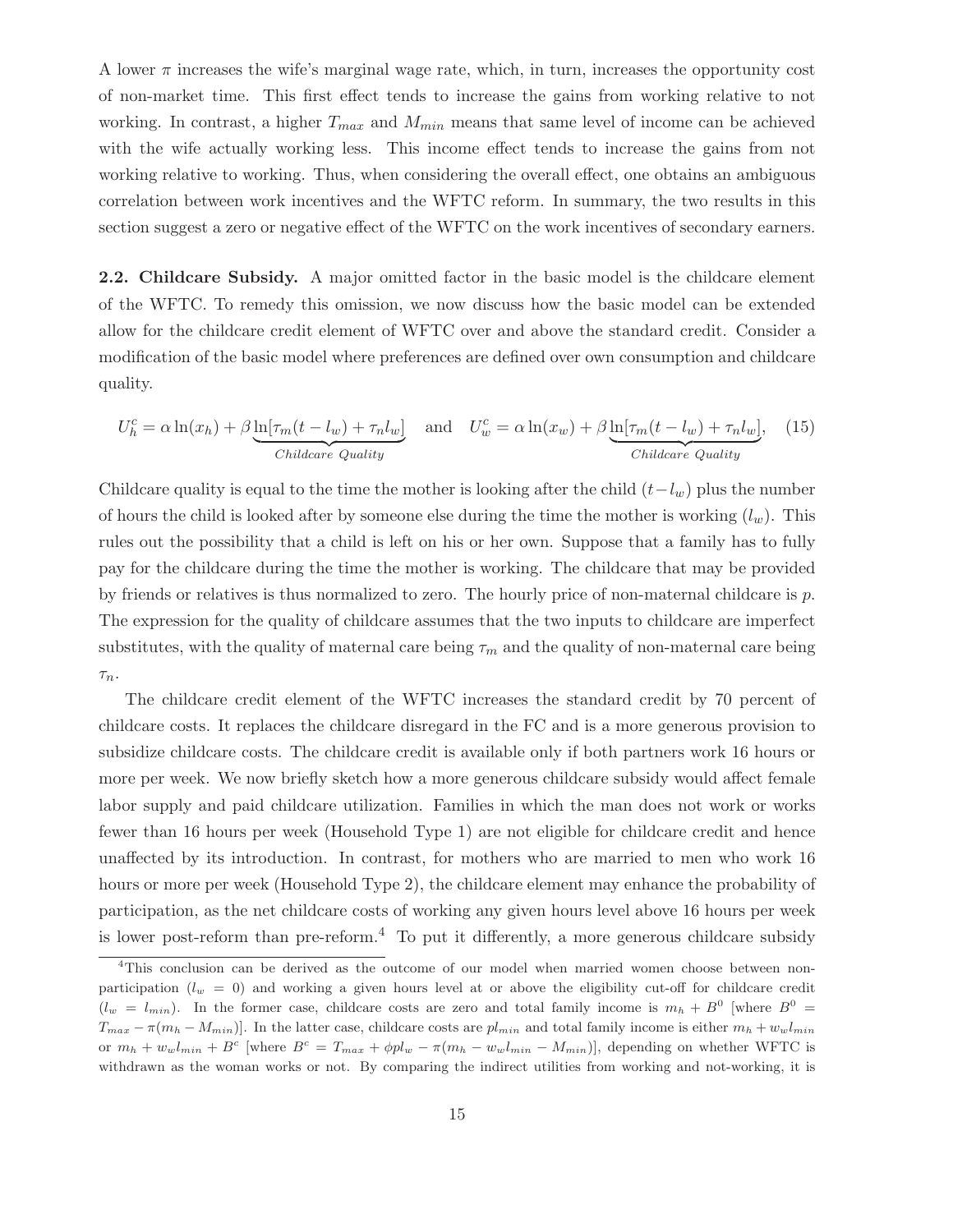A lower $\pi$ increases the wife's marginal wage rate, which, in turn, increases the opportunity cost of non-market time. This first effect tends to increase the gains from working relative to not working. In contrast, a higher $T_{max}$ and $M_{min}$ means that same level of income can be achieved with the wife actually working less. This income effect tends to increase the gains from not working relative to working. Thus, when considering the overall effect, one obtains an ambiguous correlation between work incentives and the WFTC reform. In summary, the two results in this section suggest a zero or negative effect of the WFTC on the work incentives of secondary earners.

**2.2. Childcare Subsidy.** A major omitted factor in the basic model is the childcare element of the WFTC. To remedy this omission, we now discuss how the basic model can be extended allow for the childcare credit element of WFTC over and above the standard credit. Consider a modification of the basic model where preferences are defined over own consumption and childcare quality.

$$U_h^c = \alpha \ln(x_h) + \beta \underbrace{\ln[\tau_m(t-l_w) + \tau_n l_w]}_{Childcare\ Quality} \quad \text{and} \quad U_w^c = \alpha \ln(x_w) + \beta \underbrace{\ln[\tau_m(t-l_w) + \tau_n l_w]}_{Childcare\ Quality}, \quad (15)$$

Childcare quality is equal to the time the mother is looking after the child $(t-l_w)$ plus the number of hours the child is looked after by someone else during the time the mother is working $(l_w)$. This rules out the possibility that a child is left on his or her own. Suppose that a family has to fully pay for the childcare during the time the mother is working. The childcare that may be provided by friends or relatives is thus normalized to zero. The hourly price of non-maternal childcare is $p$. The expression for the quality of childcare assumes that the two inputs to childcare are imperfect substitutes, with the quality of maternal care being $\tau_m$ and the quality of non-maternal care being $\tau_n$.

The childcare credit element of the WFTC increases the standard credit by 70 percent of childcare costs. It replaces the childcare disregard in the FC and is a more generous provision to subsidize childcare costs. The childcare credit is available only if both partners work 16 hours or more per week. We now briefly sketch how a more generous childcare subsidy would affect female labor supply and paid childcare utilization. Families in which the man does not work or works fewer than 16 hours per week (Household Type 1) are not eligible for childcare credit and hence unaffected by its introduction. In contrast, for mothers who are married to men who work 16 hours or more per week (Household Type 2), the childcare element may enhance the probability of participation, as the net childcare costs of working any given hours level above 16 hours per week is lower post-reform than pre-reform.[4] To put it differently, a more generous childcare subsidy

[4]This conclusion can be derived as the outcome of our model when married women choose between non-participation ($l_w = 0$) and working a given hours level at or above the eligibility cut-off for childcare credit ($l_w = l_{min}$). In the former case, childcare costs are zero and total family income is $m_h + B^0$ [where $B^0 = T_{max} - \pi(m_h - M_{min})$]. In the latter case, childcare costs are $pl_{min}$ and total family income is either $m_h + w_w l_{min}$ or $m_h + w_w l_{min} + B^c$ [where $B^c = T_{max} + \phi p l_w - \pi(m_h - w_w l_{min} - M_{min})$], depending on whether WFTC is withdrawn as the woman works or not. By comparing the indirect utilities from working and not-working, it is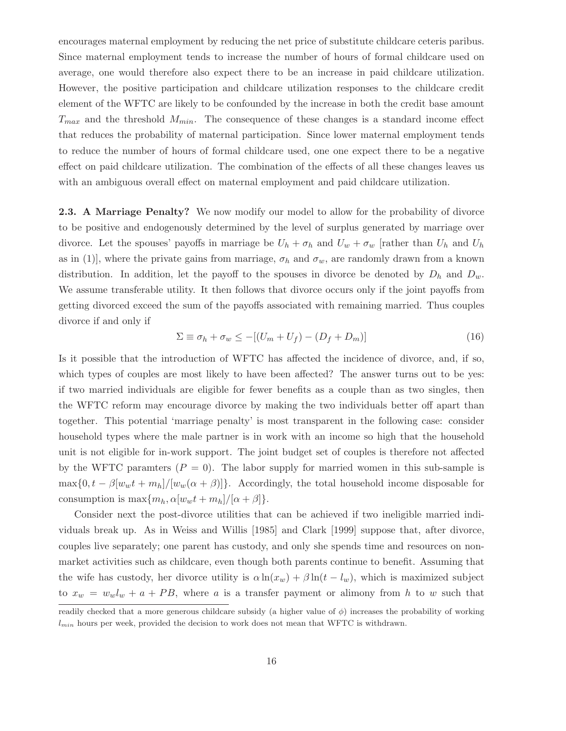encourages maternal employment by reducing the net price of substitute childcare ceteris paribus. Since maternal employment tends to increase the number of hours of formal childcare used on average, one would therefore also expect there to be an increase in paid childcare utilization. However, the positive participation and childcare utilization responses to the childcare credit element of the WFTC are likely to be confounded by the increase in both the credit base amount $T_{max}$ and the threshold $M_{min}$. The consequence of these changes is a standard income effect that reduces the probability of maternal participation. Since lower maternal employment tends to reduce the number of hours of formal childcare used, one one expect there to be a negative effect on paid childcare utilization. The combination of the effects of all these changes leaves us with an ambiguous overall effect on maternal employment and paid childcare utilization.

**2.3. A Marriage Penalty?** We now modify our model to allow for the probability of divorce to be positive and endogenously determined by the level of surplus generated by marriage over divorce. Let the spouses' payoffs in marriage be $U_h + \sigma_h$ and $U_w + \sigma_w$ [rather than $U_h$ and $U_h$ as in (1)], where the private gains from marriage, $\sigma_h$ and $\sigma_w$, are randomly drawn from a known distribution. In addition, let the payoff to the spouses in divorce be denoted by $D_h$ and $D_w$. We assume transferable utility. It then follows that divorce occurs only if the joint payoffs from getting divorced exceed the sum of the payoffs associated with remaining married. Thus couples divorce if and only if

$$\Sigma \equiv \sigma_h + \sigma_w \leq -[(U_m + U_f) - (D_f + D_m)] \tag{16}$$

Is it possible that the introduction of WFTC has affected the incidence of divorce, and, if so, which types of couples are most likely to have been affected? The answer turns out to be yes: if two married individuals are eligible for fewer benefits as a couple than as two singles, then the WFTC reform may encourage divorce by making the two individuals better off apart than together. This potential 'marriage penalty' is most transparent in the following case: consider household types where the male partner is in work with an income so high that the household unit is not eligible for in-work support. The joint budget set of couples is therefore not affected by the WFTC paramters ($P = 0$). The labor supply for married women in this sub-sample is $\max\{0, t - \beta[w_w t + m_h]/[w_w(\alpha + \beta)]\}$. Accordingly, the total household income disposable for consumption is $\max\{m_h, \alpha[w_w t + m_h]/[\alpha + \beta]\}$.

Consider next the post-divorce utilities that can be achieved if two ineligible married individuals break up. As in Weiss and Willis [1985] and Clark [1999] suppose that, after divorce, couples live separately; one parent has custody, and only she spends time and resources on non-market activities such as childcare, even though both parents continue to benefit. Assuming that the wife has custody, her divorce utility is $\alpha \ln(x_w) + \beta \ln(t - l_w)$, which is maximized subject to $x_w = w_w l_w + a + PB$, where $a$ is a transfer payment or alimony from $h$ to $w$ such that

readily checked that a more generous childcare subsidy (a higher value of $\phi$) increases the probability of working $l_{min}$ hours per week, provided the decision to work does not mean that WFTC is withdrawn.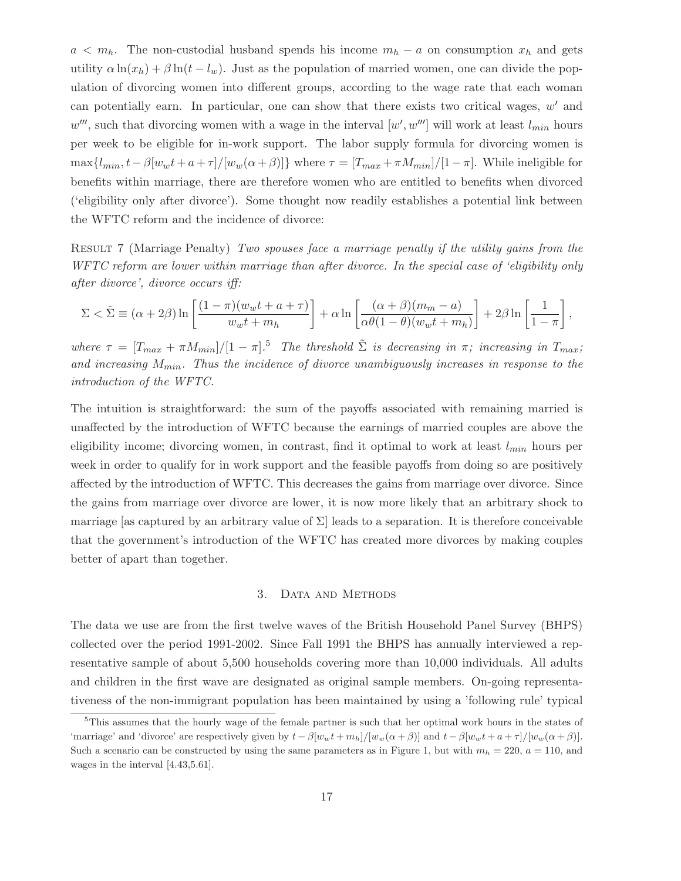$a < m_h$. The non-custodial husband spends his income $m_h - a$ on consumption $x_h$ and gets utility $\alpha \ln(x_h) + \beta \ln(t - l_w)$. Just as the population of married women, one can divide the population of divorcing women into different groups, according to the wage rate that each woman can potentially earn. In particular, one can show that there exists two critical wages, $w'$ and $w'''$, such that divorcing women with a wage in the interval $[w', w''']$ will work at least $l_{min}$ hours per week to be eligible for in-work support. The labor supply formula for divorcing women is $\max\{l_{min}, t - \beta[w_w t + a + \tau]/[w_w(\alpha+\beta)]\}$ where $\tau = [T_{max} + \pi M_{min}]/[1-\pi]$. While ineligible for benefits within marriage, there are therefore women who are entitled to benefits when divorced ('eligibility only after divorce'). Some thought now readily establishes a potential link between the WFTC reform and the incidence of divorce:

Result 7 (Marriage Penalty) *Two spouses face a marriage penalty if the utility gains from the WFTC reform are lower within marriage than after divorce. In the special case of 'eligibility only after divorce', divorce occurs iff:*

$$\Sigma < \tilde{\Sigma} \equiv (\alpha + 2\beta) \ln \left[ \frac{(1-\pi)(w_w t + a + \tau)}{w_w t + m_h} \right] + \alpha \ln \left[ \frac{(\alpha+\beta)(m_m - a)}{\alpha\theta(1-\theta)(w_w t + m_h)} \right] + 2\beta \ln \left[ \frac{1}{1-\pi} \right],$$

*where* $\tau = [T_{max} + \pi M_{min}]/[1-\pi]$.[5] *The threshold* $\tilde{\Sigma}$ *is decreasing in* $\pi$; *increasing in* $T_{max}$; *and increasing* $M_{min}$. *Thus the incidence of divorce unambiguously increases in response to the introduction of the WFTC.*

The intuition is straightforward: the sum of the payoffs associated with remaining married is unaffected by the introduction of WFTC because the earnings of married couples are above the eligibility income; divorcing women, in contrast, find it optimal to work at least $l_{min}$ hours per week in order to qualify for in work support and the feasible payoffs from doing so are positively affected by the introduction of WFTC. This decreases the gains from marriage over divorce. Since the gains from marriage over divorce are lower, it is now more likely that an arbitrary shock to marriage [as captured by an arbitrary value of $\Sigma$] leads to a separation. It is therefore conceivable that the government's introduction of the WFTC has created more divorces by making couples better of apart than together.

## 3. Data and Methods

The data we use are from the first twelve waves of the British Household Panel Survey (BHPS) collected over the period 1991-2002. Since Fall 1991 the BHPS has annually interviewed a representative sample of about 5,500 households covering more than 10,000 individuals. All adults and children in the first wave are designated as original sample members. On-going representativeness of the non-immigrant population has been maintained by using a 'following rule' typical

[5] This assumes that the hourly wage of the female partner is such that her optimal work hours in the states of 'marriage' and 'divorce' are respectively given by $t - \beta[w_w t + m_h]/[w_w(\alpha+\beta)]$ and $t - \beta[w_w t + a + \tau]/[w_w(\alpha+\beta)]$. Such a scenario can be constructed by using the same parameters as in Figure 1, but with $m_h = 220$, $a = 110$, and wages in the interval [4.43,5.61].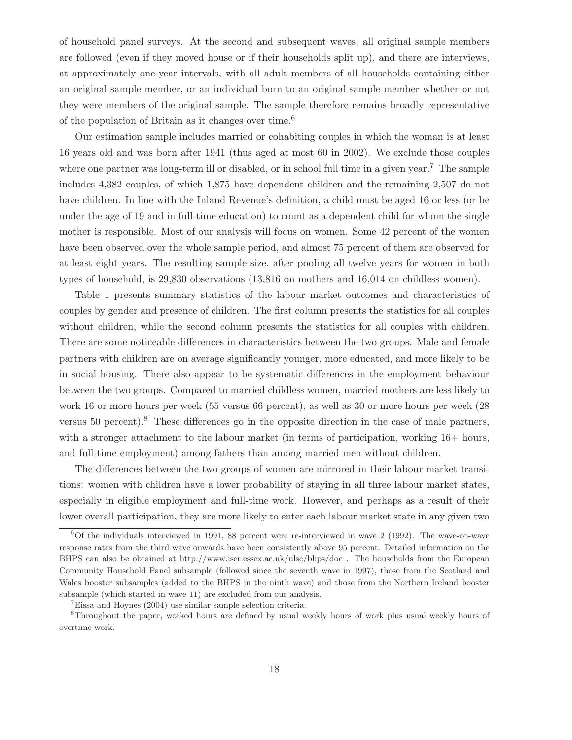of household panel surveys. At the second and subsequent waves, all original sample members are followed (even if they moved house or if their households split up), and there are interviews, at approximately one-year intervals, with all adult members of all households containing either an original sample member, or an individual born to an original sample member whether or not they were members of the original sample. The sample therefore remains broadly representative of the population of Britain as it changes over time.[6]

Our estimation sample includes married or cohabiting couples in which the woman is at least 16 years old and was born after 1941 (thus aged at most 60 in 2002). We exclude those couples where one partner was long-term ill or disabled, or in school full time in a given year.[7] The sample includes 4,382 couples, of which 1,875 have dependent children and the remaining 2,507 do not have children. In line with the Inland Revenue's definition, a child must be aged 16 or less (or be under the age of 19 and in full-time education) to count as a dependent child for whom the single mother is responsible. Most of our analysis will focus on women. Some 42 percent of the women have been observed over the whole sample period, and almost 75 percent of them are observed for at least eight years. The resulting sample size, after pooling all twelve years for women in both types of household, is 29,830 observations (13,816 on mothers and 16,014 on childless women).

Table 1 presents summary statistics of the labour market outcomes and characteristics of couples by gender and presence of children. The first column presents the statistics for all couples without children, while the second column presents the statistics for all couples with children. There are some noticeable differences in characteristics between the two groups. Male and female partners with children are on average significantly younger, more educated, and more likely to be in social housing. There also appear to be systematic differences in the employment behaviour between the two groups. Compared to married childless women, married mothers are less likely to work 16 or more hours per week (55 versus 66 percent), as well as 30 or more hours per week (28 versus 50 percent).[8] These differences go in the opposite direction in the case of male partners, with a stronger attachment to the labour market (in terms of participation, working 16+ hours, and full-time employment) among fathers than among married men without children.

The differences between the two groups of women are mirrored in their labour market transitions: women with children have a lower probability of staying in all three labour market states, especially in eligible employment and full-time work. However, and perhaps as a result of their lower overall participation, they are more likely to enter each labour market state in any given two

---

[6] Of the individuals interviewed in 1991, 88 percent were re-interviewed in wave 2 (1992). The wave-on-wave response rates from the third wave onwards have been consistently above 95 percent. Detailed information on the BHPS can also be obtained at http://www.iser.essex.ac.uk/ulsc/bhps/doc . The households from the European Community Household Panel subsample (followed since the seventh wave in 1997), those from the Scotland and Wales booster subsamples (added to the BHPS in the ninth wave) and those from the Northern Ireland booster subsample (which started in wave 11) are excluded from our analysis.

[7] Eissa and Hoynes (2004) use similar sample selection criteria.

[8] Throughout the paper, worked hours are defined by usual weekly hours of work plus usual weekly hours of overtime work.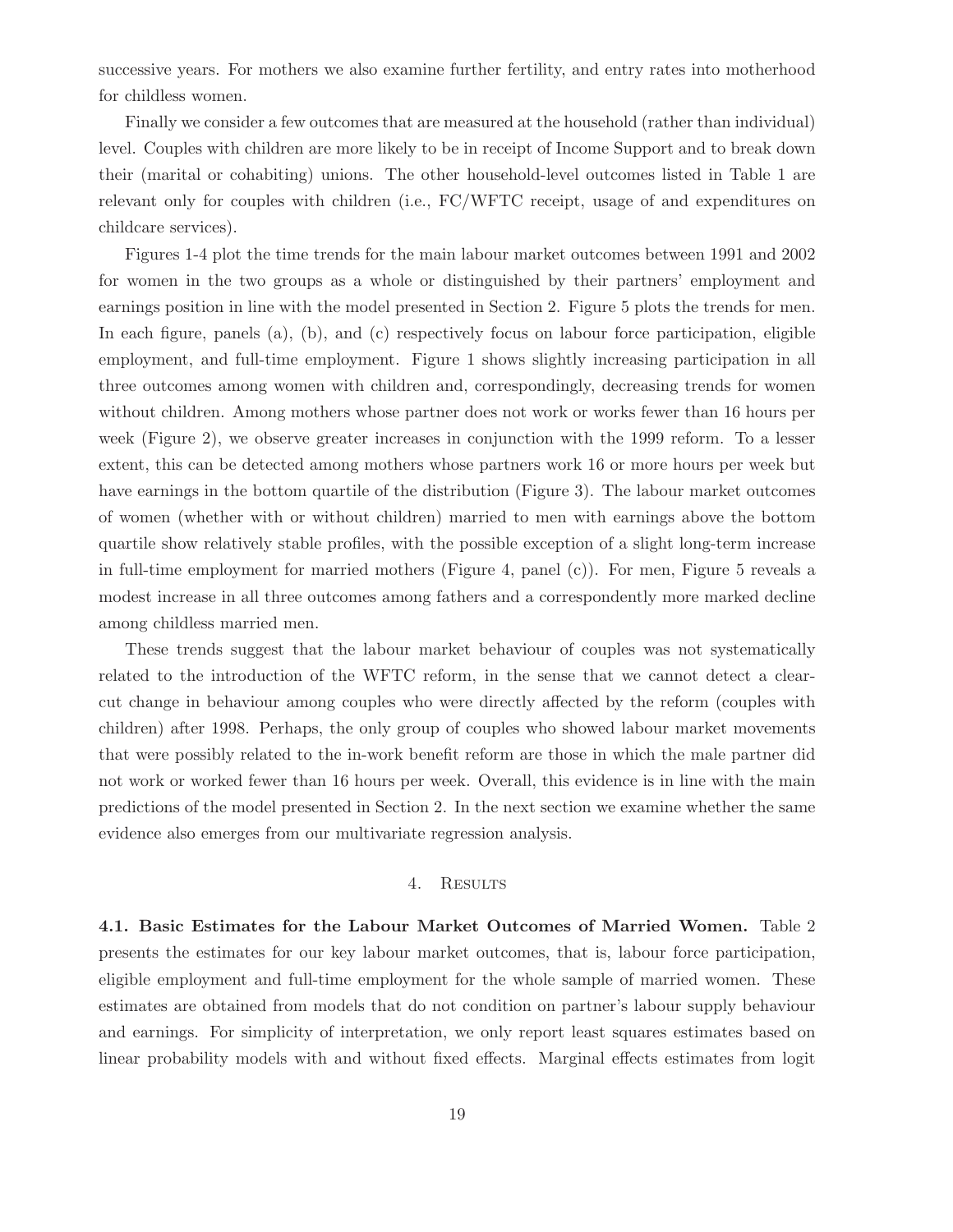successive years. For mothers we also examine further fertility, and entry rates into motherhood for childless women.

Finally we consider a few outcomes that are measured at the household (rather than individual) level. Couples with children are more likely to be in receipt of Income Support and to break down their (marital or cohabiting) unions. The other household-level outcomes listed in Table 1 are relevant only for couples with children (i.e., FC/WFTC receipt, usage of and expenditures on childcare services).

Figures 1-4 plot the time trends for the main labour market outcomes between 1991 and 2002 for women in the two groups as a whole or distinguished by their partners' employment and earnings position in line with the model presented in Section 2. Figure 5 plots the trends for men. In each figure, panels (a), (b), and (c) respectively focus on labour force participation, eligible employment, and full-time employment. Figure 1 shows slightly increasing participation in all three outcomes among women with children and, correspondingly, decreasing trends for women without children. Among mothers whose partner does not work or works fewer than 16 hours per week (Figure 2), we observe greater increases in conjunction with the 1999 reform. To a lesser extent, this can be detected among mothers whose partners work 16 or more hours per week but have earnings in the bottom quartile of the distribution (Figure 3). The labour market outcomes of women (whether with or without children) married to men with earnings above the bottom quartile show relatively stable profiles, with the possible exception of a slight long-term increase in full-time employment for married mothers (Figure 4, panel (c)). For men, Figure 5 reveals a modest increase in all three outcomes among fathers and a correspondently more marked decline among childless married men.

These trends suggest that the labour market behaviour of couples was not systematically related to the introduction of the WFTC reform, in the sense that we cannot detect a clear-cut change in behaviour among couples who were directly affected by the reform (couples with children) after 1998. Perhaps, the only group of couples who showed labour market movements that were possibly related to the in-work benefit reform are those in which the male partner did not work or worked fewer than 16 hours per week. Overall, this evidence is in line with the main predictions of the model presented in Section 2. In the next section we examine whether the same evidence also emerges from our multivariate regression analysis.

## 4. Results

**4.1. Basic Estimates for the Labour Market Outcomes of Married Women.** Table 2 presents the estimates for our key labour market outcomes, that is, labour force participation, eligible employment and full-time employment for the whole sample of married women. These estimates are obtained from models that do not condition on partner's labour supply behaviour and earnings. For simplicity of interpretation, we only report least squares estimates based on linear probability models with and without fixed effects. Marginal effects estimates from logit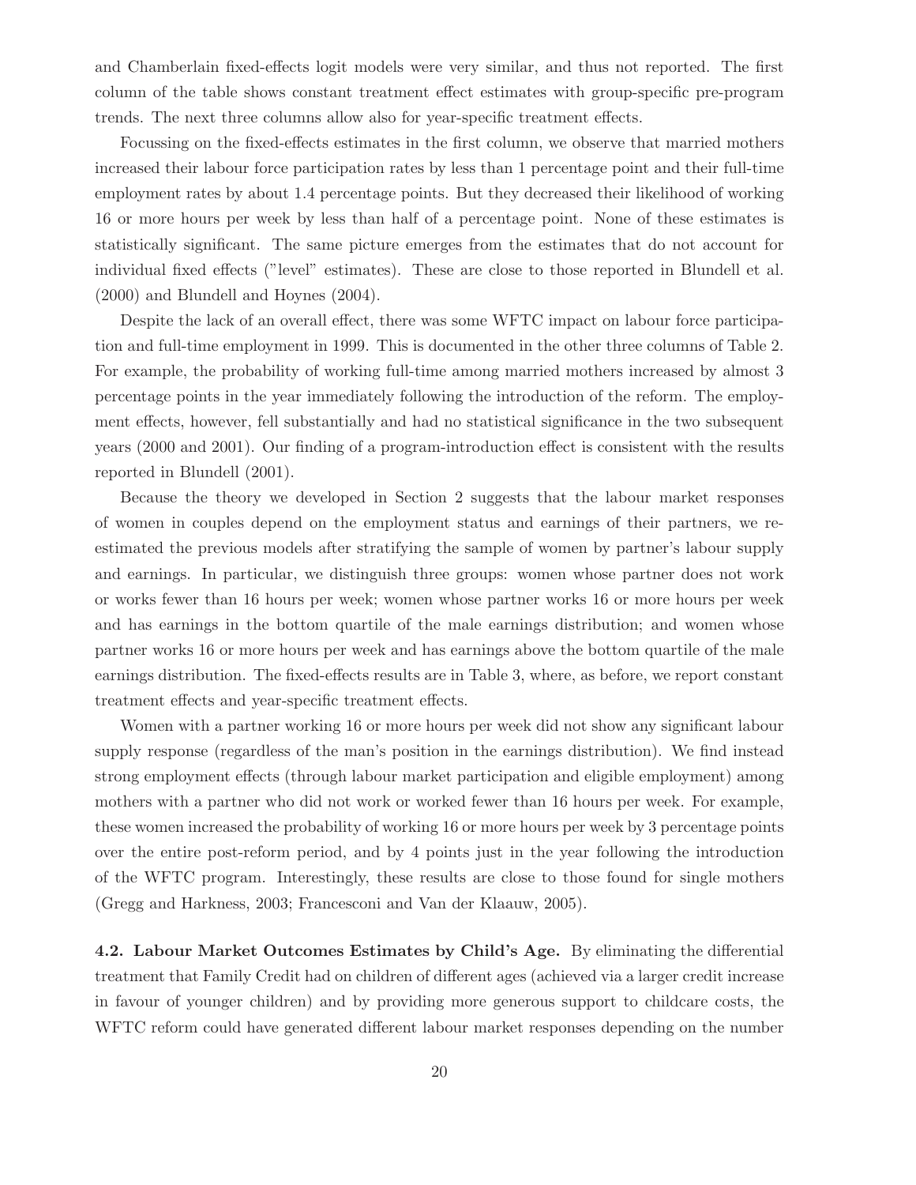and Chamberlain fixed-effects logit models were very similar, and thus not reported. The first column of the table shows constant treatment effect estimates with group-specific pre-program trends. The next three columns allow also for year-specific treatment effects.

Focussing on the fixed-effects estimates in the first column, we observe that married mothers increased their labour force participation rates by less than 1 percentage point and their full-time employment rates by about 1.4 percentage points. But they decreased their likelihood of working 16 or more hours per week by less than half of a percentage point. None of these estimates is statistically significant. The same picture emerges from the estimates that do not account for individual fixed effects ("level" estimates). These are close to those reported in Blundell et al. (2000) and Blundell and Hoynes (2004).

Despite the lack of an overall effect, there was some WFTC impact on labour force participation and full-time employment in 1999. This is documented in the other three columns of Table 2. For example, the probability of working full-time among married mothers increased by almost 3 percentage points in the year immediately following the introduction of the reform. The employment effects, however, fell substantially and had no statistical significance in the two subsequent years (2000 and 2001). Our finding of a program-introduction effect is consistent with the results reported in Blundell (2001).

Because the theory we developed in Section 2 suggests that the labour market responses of women in couples depend on the employment status and earnings of their partners, we re-estimated the previous models after stratifying the sample of women by partner's labour supply and earnings. In particular, we distinguish three groups: women whose partner does not work or works fewer than 16 hours per week; women whose partner works 16 or more hours per week and has earnings in the bottom quartile of the male earnings distribution; and women whose partner works 16 or more hours per week and has earnings above the bottom quartile of the male earnings distribution. The fixed-effects results are in Table 3, where, as before, we report constant treatment effects and year-specific treatment effects.

Women with a partner working 16 or more hours per week did not show any significant labour supply response (regardless of the man's position in the earnings distribution). We find instead strong employment effects (through labour market participation and eligible employment) among mothers with a partner who did not work or worked fewer than 16 hours per week. For example, these women increased the probability of working 16 or more hours per week by 3 percentage points over the entire post-reform period, and by 4 points just in the year following the introduction of the WFTC program. Interestingly, these results are close to those found for single mothers (Gregg and Harkness, 2003; Francesconi and Van der Klaauw, 2005).

**4.2. Labour Market Outcomes Estimates by Child's Age.** By eliminating the differential treatment that Family Credit had on children of different ages (achieved via a larger credit increase in favour of younger children) and by providing more generous support to childcare costs, the WFTC reform could have generated different labour market responses depending on the number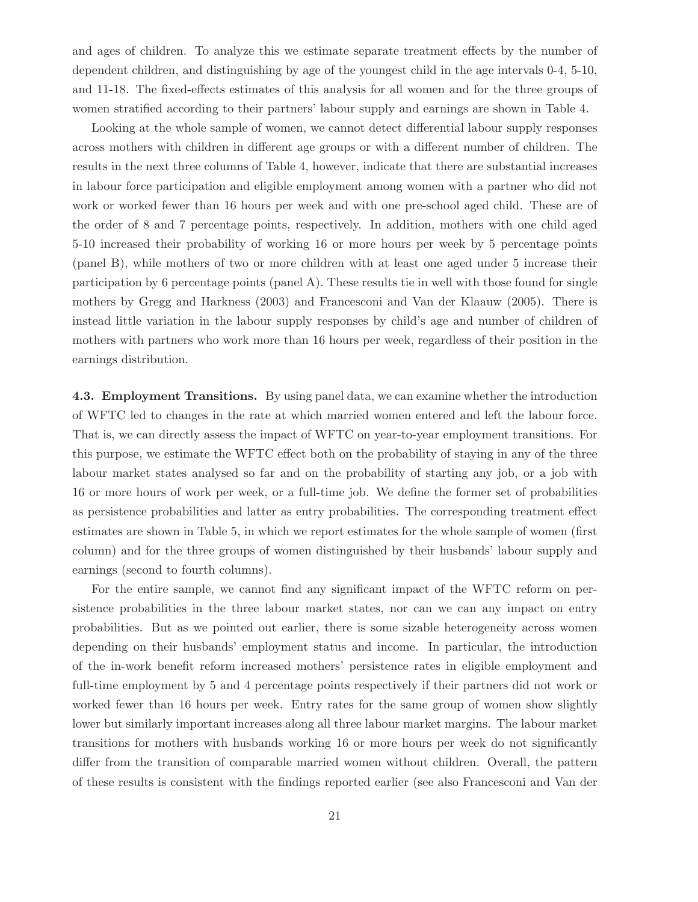and ages of children. To analyze this we estimate separate treatment effects by the number of dependent children, and distinguishing by age of the youngest child in the age intervals 0-4, 5-10, and 11-18. The fixed-effects estimates of this analysis for all women and for the three groups of women stratified according to their partners' labour supply and earnings are shown in Table 4.

Looking at the whole sample of women, we cannot detect differential labour supply responses across mothers with children in different age groups or with a different number of children. The results in the next three columns of Table 4, however, indicate that there are substantial increases in labour force participation and eligible employment among women with a partner who did not work or worked fewer than 16 hours per week and with one pre-school aged child. These are of the order of 8 and 7 percentage points, respectively. In addition, mothers with one child aged 5-10 increased their probability of working 16 or more hours per week by 5 percentage points (panel B), while mothers of two or more children with at least one aged under 5 increase their participation by 6 percentage points (panel A). These results tie in well with those found for single mothers by Gregg and Harkness (2003) and Francesconi and Van der Klaauw (2005). There is instead little variation in the labour supply responses by child's age and number of children of mothers with partners who work more than 16 hours per week, regardless of their position in the earnings distribution.

**4.3. Employment Transitions.** By using panel data, we can examine whether the introduction of WFTC led to changes in the rate at which married women entered and left the labour force. That is, we can directly assess the impact of WFTC on year-to-year employment transitions. For this purpose, we estimate the WFTC effect both on the probability of staying in any of the three labour market states analysed so far and on the probability of starting any job, or a job with 16 or more hours of work per week, or a full-time job. We define the former set of probabilities as persistence probabilities and latter as entry probabilities. The corresponding treatment effect estimates are shown in Table 5, in which we report estimates for the whole sample of women (first column) and for the three groups of women distinguished by their husbands' labour supply and earnings (second to fourth columns).

For the entire sample, we cannot find any significant impact of the WFTC reform on persistence probabilities in the three labour market states, nor can we can any impact on entry probabilities. But as we pointed out earlier, there is some sizable heterogeneity across women depending on their husbands' employment status and income. In particular, the introduction of the in-work benefit reform increased mothers' persistence rates in eligible employment and full-time employment by 5 and 4 percentage points respectively if their partners did not work or worked fewer than 16 hours per week. Entry rates for the same group of women show slightly lower but similarly important increases along all three labour market margins. The labour market transitions for mothers with husbands working 16 or more hours per week do not significantly differ from the transition of comparable married women without children. Overall, the pattern of these results is consistent with the findings reported earlier (see also Francesconi and Van der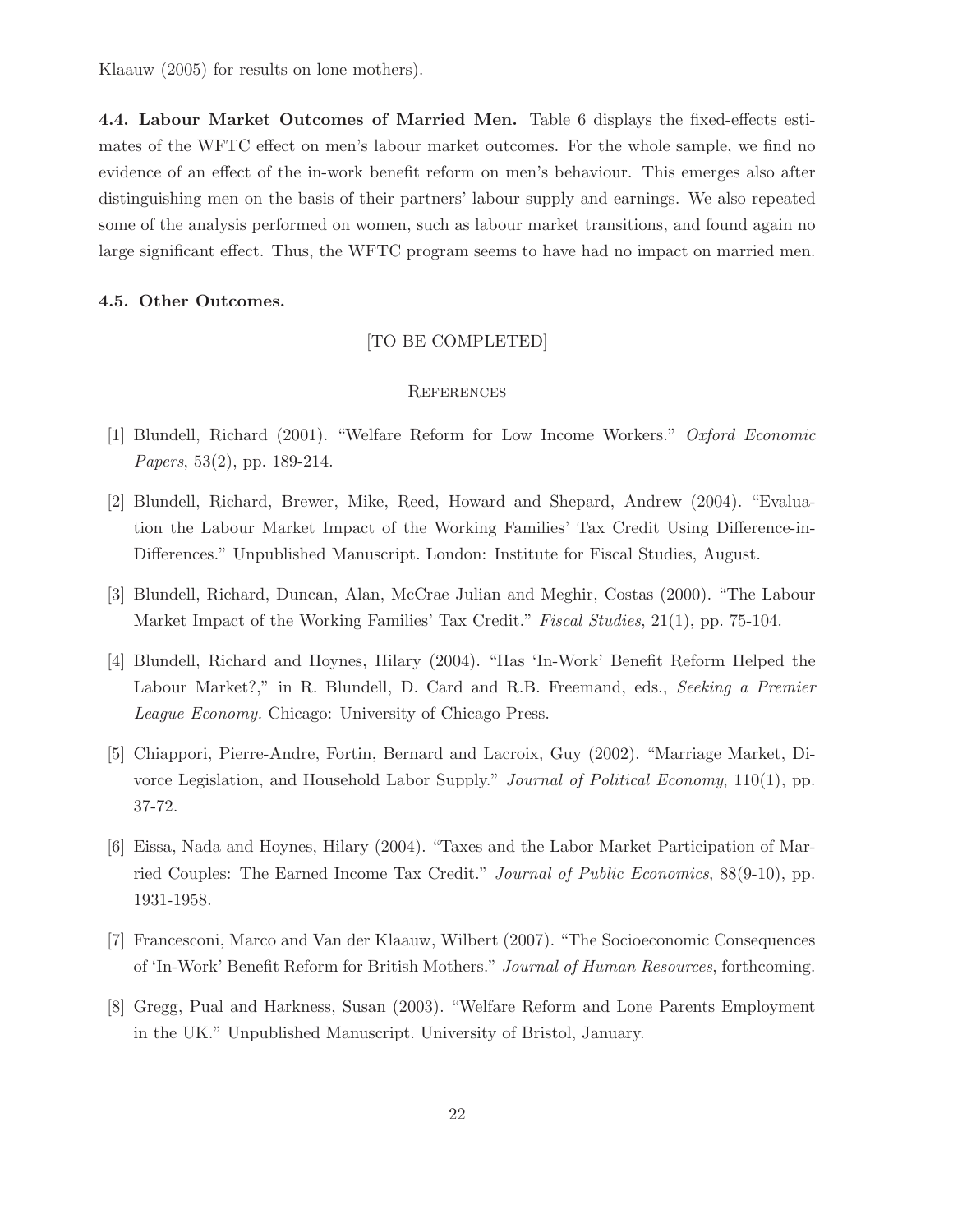Klaauw (2005) for results on lone mothers).

**4.4. Labour Market Outcomes of Married Men.** Table 6 displays the fixed-effects estimates of the WFTC effect on men's labour market outcomes. For the whole sample, we find no evidence of an effect of the in-work benefit reform on men's behaviour. This emerges also after distinguishing men on the basis of their partners' labour supply and earnings. We also repeated some of the analysis performed on women, such as labour market transitions, and found again no large significant effect. Thus, the WFTC program seems to have had no impact on married men.

**4.5. Other Outcomes.**

[TO BE COMPLETED]

## References

[1] Blundell, Richard (2001). "Welfare Reform for Low Income Workers." *Oxford Economic Papers*, 53(2), pp. 189-214.

[2] Blundell, Richard, Brewer, Mike, Reed, Howard and Shepard, Andrew (2004). "Evaluation the Labour Market Impact of the Working Families' Tax Credit Using Difference-in-Differences." Unpublished Manuscript. London: Institute for Fiscal Studies, August.

[3] Blundell, Richard, Duncan, Alan, McCrae Julian and Meghir, Costas (2000). "The Labour Market Impact of the Working Families' Tax Credit." *Fiscal Studies*, 21(1), pp. 75-104.

[4] Blundell, Richard and Hoynes, Hilary (2004). "Has 'In-Work' Benefit Reform Helped the Labour Market?," in R. Blundell, D. Card and R.B. Freemand, eds., *Seeking a Premier League Economy.* Chicago: University of Chicago Press.

[5] Chiappori, Pierre-Andre, Fortin, Bernard and Lacroix, Guy (2002). "Marriage Market, Divorce Legislation, and Household Labor Supply." *Journal of Political Economy*, 110(1), pp. 37-72.

[6] Eissa, Nada and Hoynes, Hilary (2004). "Taxes and the Labor Market Participation of Married Couples: The Earned Income Tax Credit." *Journal of Public Economics*, 88(9-10), pp. 1931-1958.

[7] Francesconi, Marco and Van der Klaauw, Wilbert (2007). "The Socioeconomic Consequences of 'In-Work' Benefit Reform for British Mothers." *Journal of Human Resources*, forthcoming.

[8] Gregg, Pual and Harkness, Susan (2003). "Welfare Reform and Lone Parents Employment in the UK." Unpublished Manuscript. University of Bristol, January.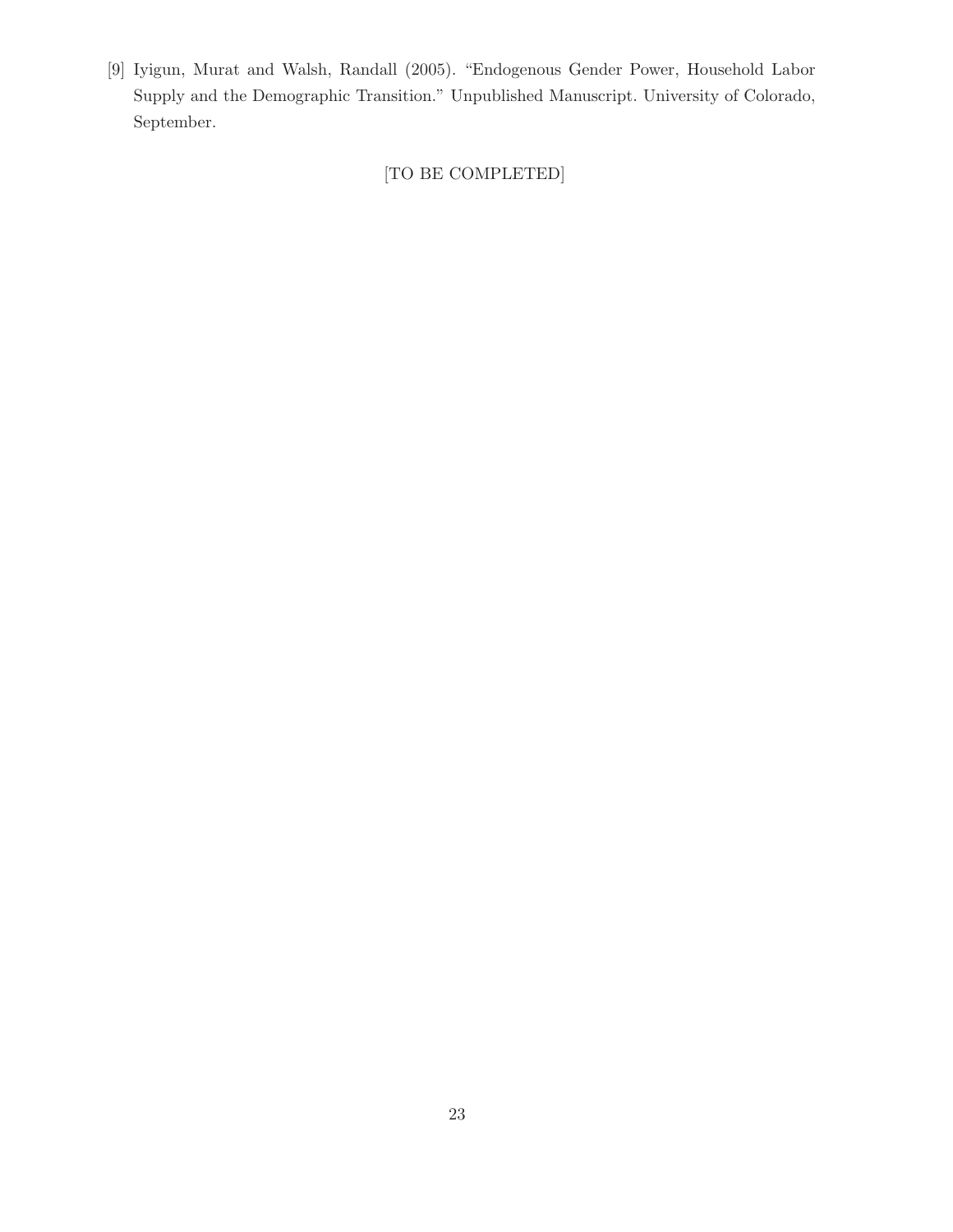[9] Iyigun, Murat and Walsh, Randall (2005). "Endogenous Gender Power, Household Labor Supply and the Demographic Transition." Unpublished Manuscript. University of Colorado, September.

[TO BE COMPLETED]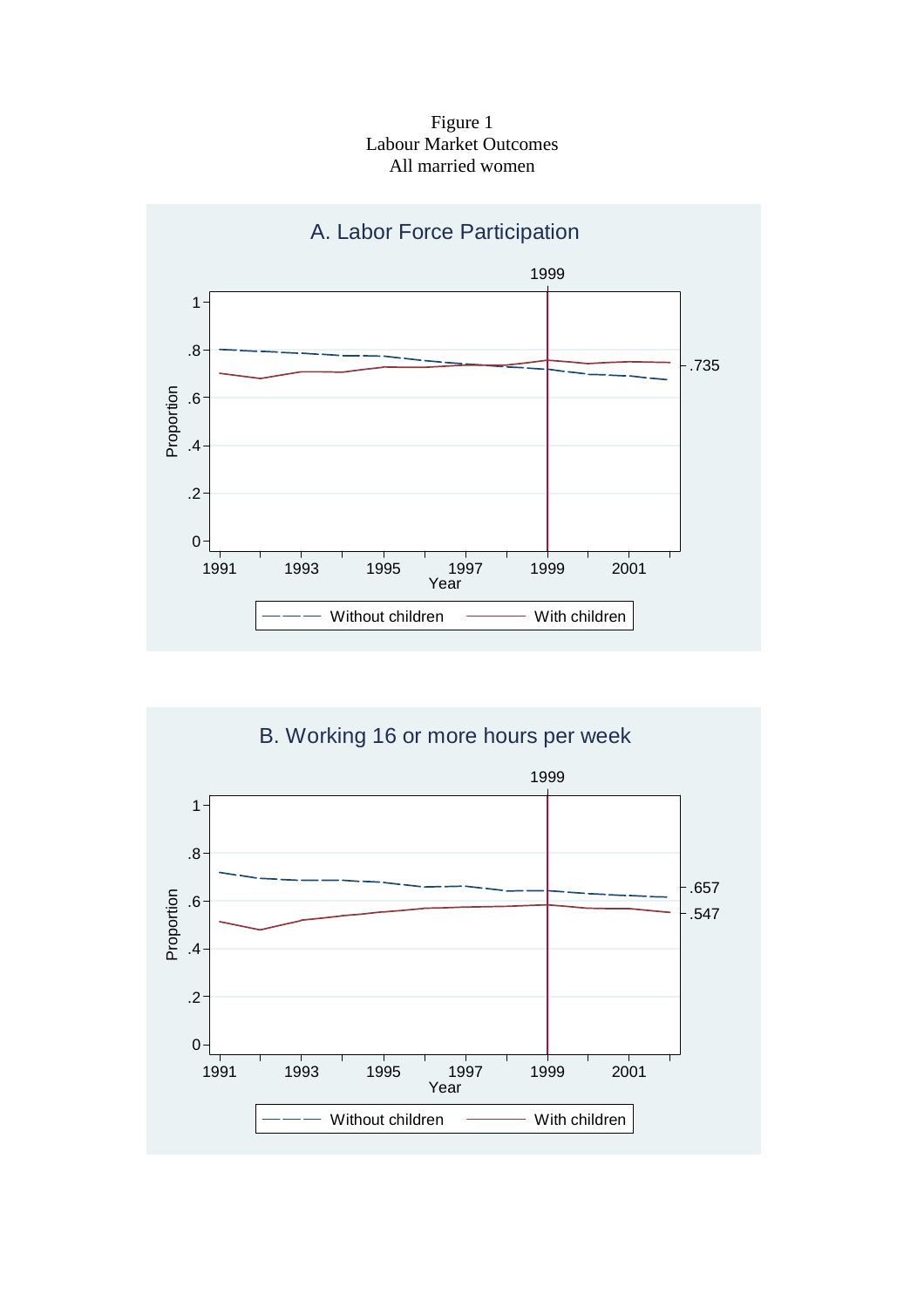Figure 1
Labour Market Outcomes
All married women

A. Labor Force Participation

B. Working 16 or more hours per week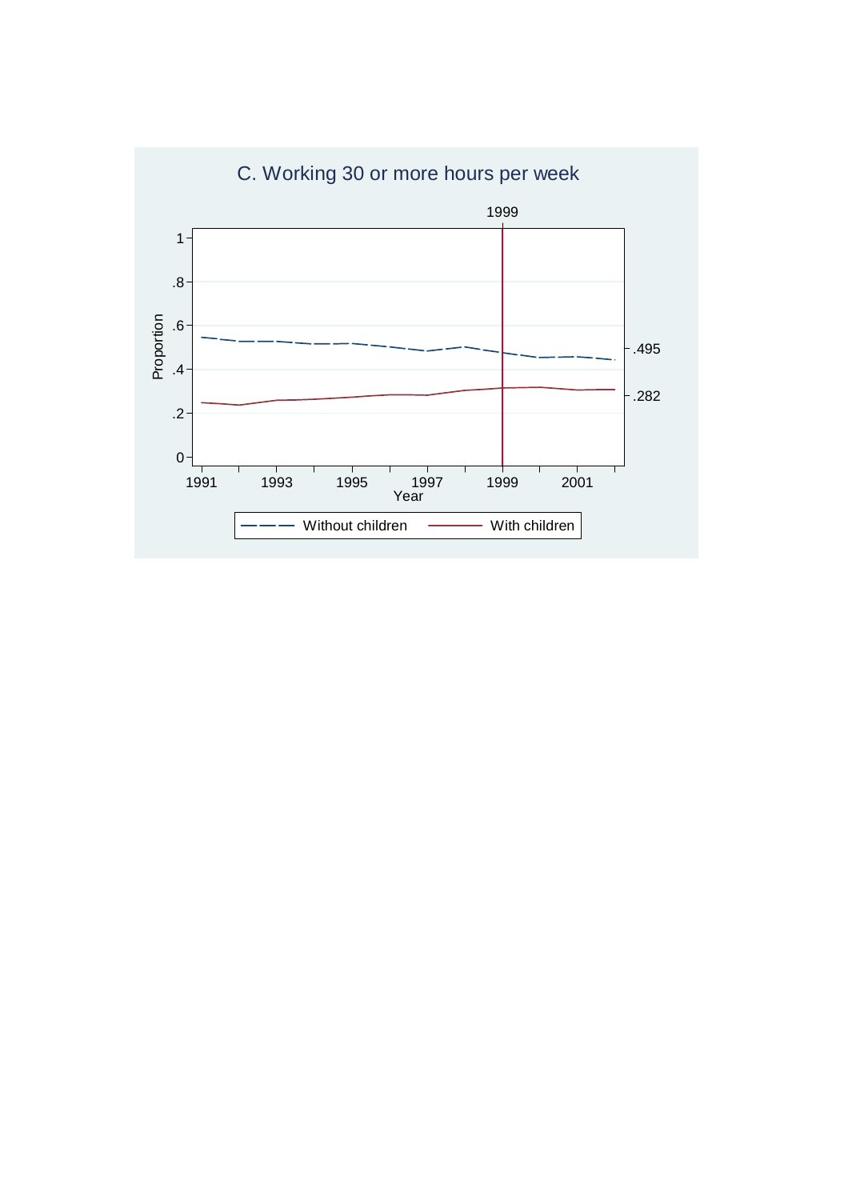C. Working 30 or more hours per week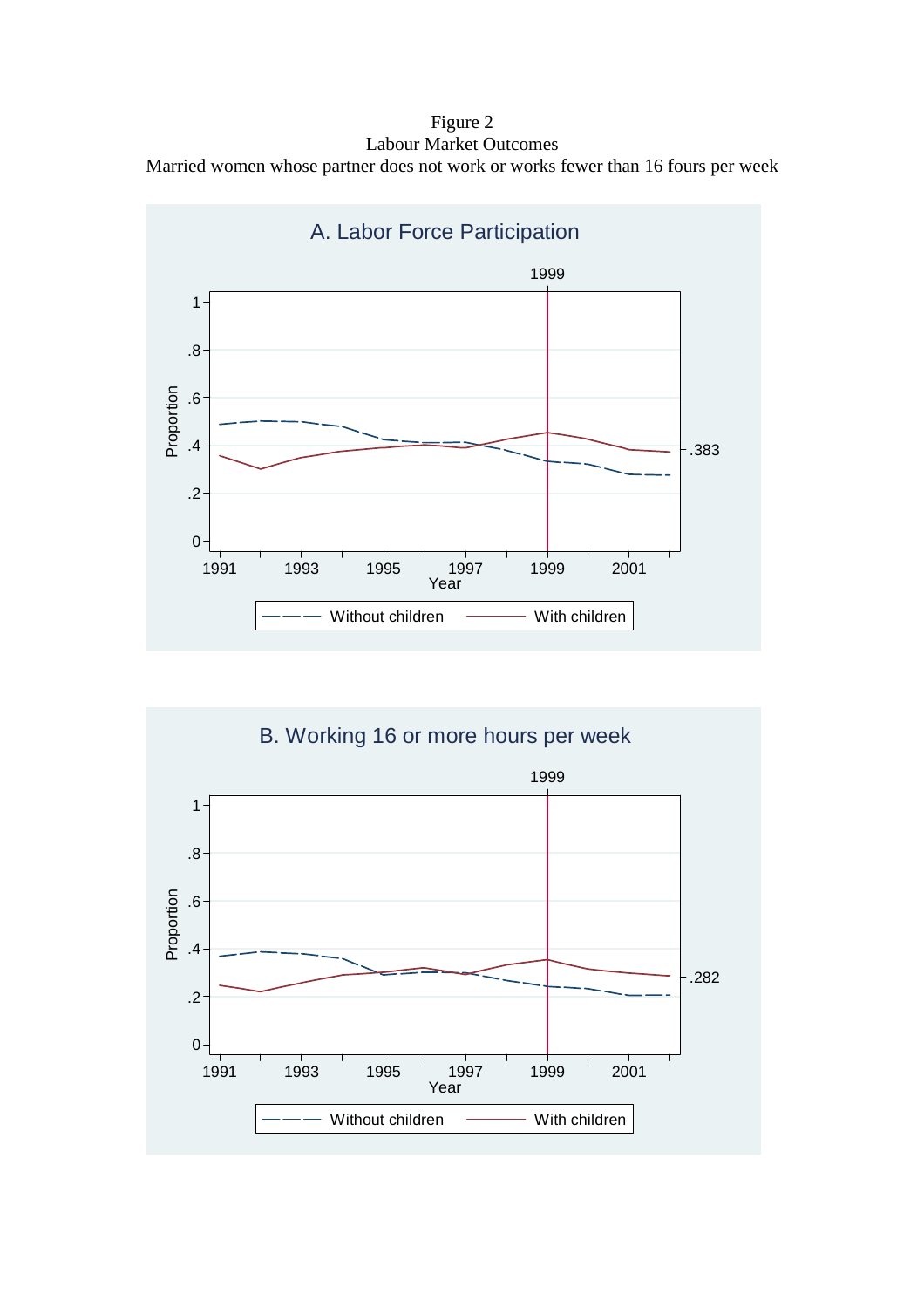Figure 2

Labour Market Outcomes

Married women whose partner does not work or works fewer than 16 fours per week

A. Labor Force Participation

B. Working 16 or more hours per week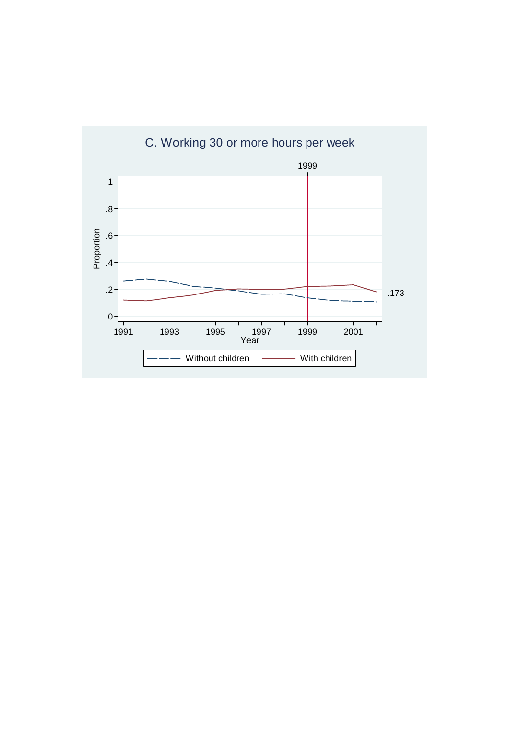C. Working 30 or more hours per week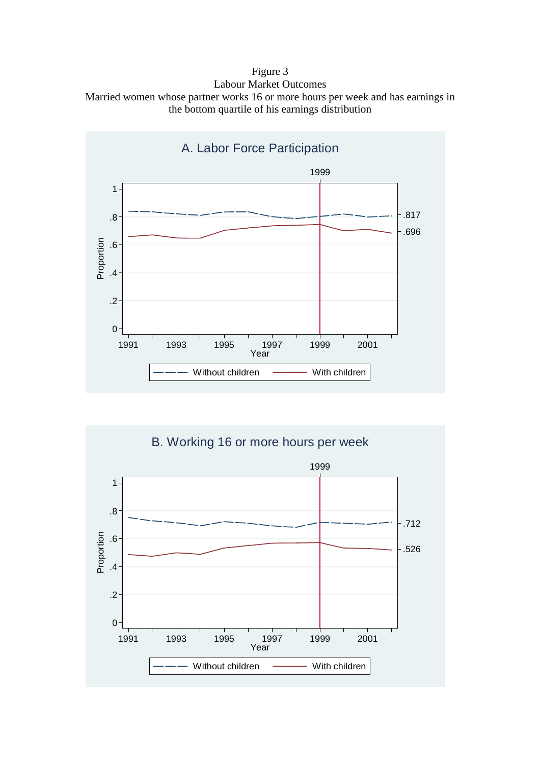Figure 3
Labour Market Outcomes
Married women whose partner works 16 or more hours per week and has earnings in the bottom quartile of his earnings distribution

A. Labor Force Participation

B. Working 16 or more hours per week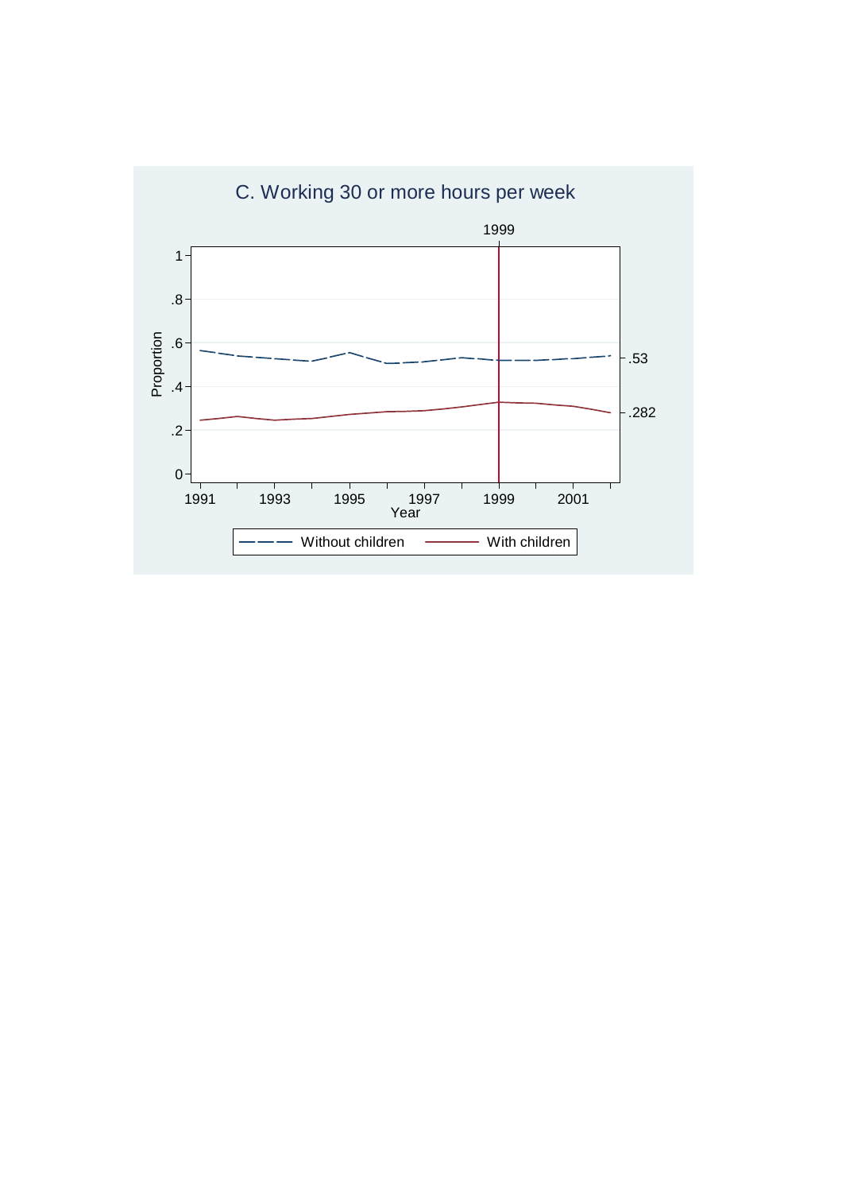C. Working 30 or more hours per week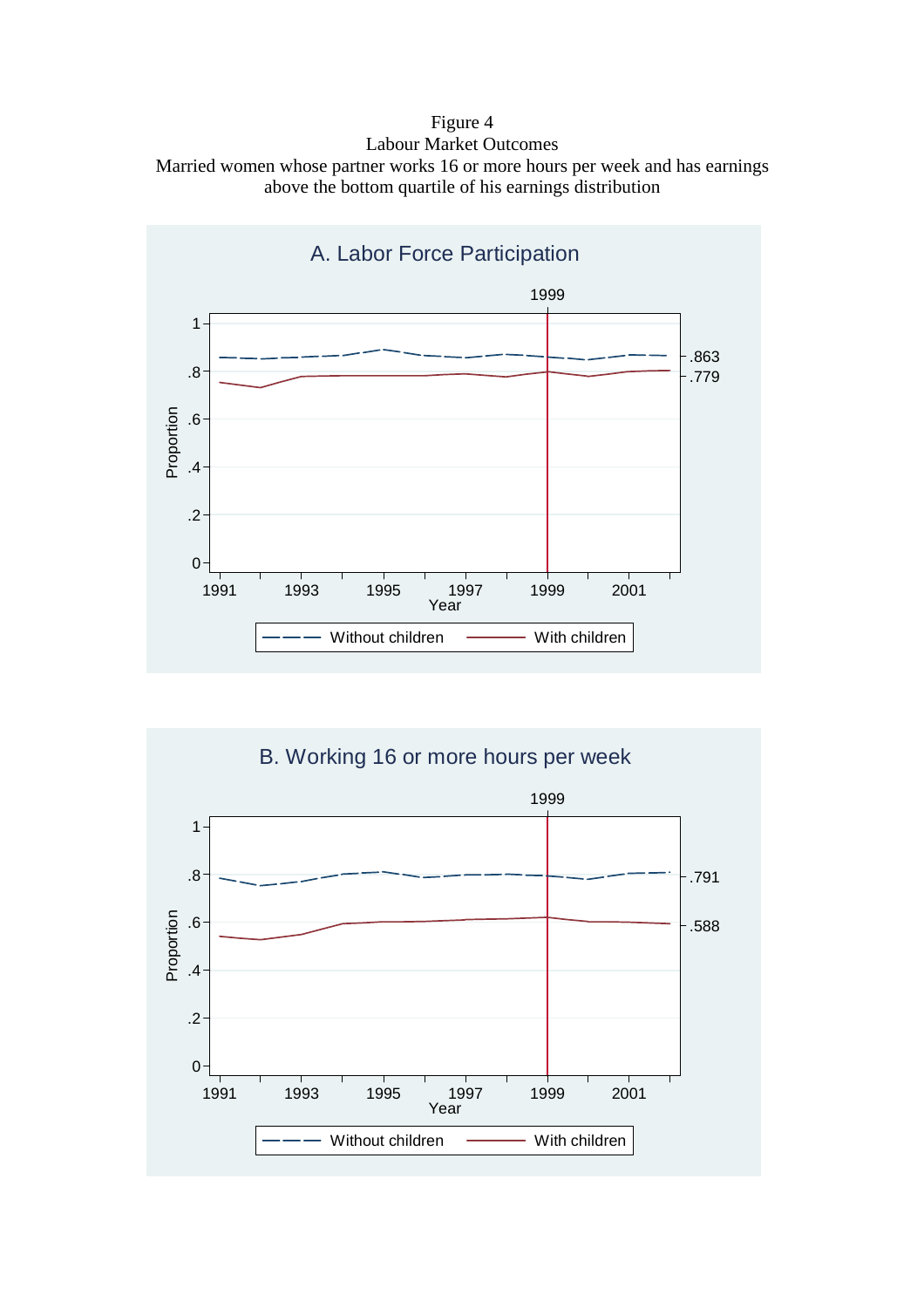Figure 4
Labour Market Outcomes
Married women whose partner works 16 or more hours per week and has earnings above the bottom quartile of his earnings distribution

A. Labor Force Participation

1999

Proportion

1
.8
.6
.4
.2
0

.863
.779

1991 1993 1995 1997 1999 2001
Year

Without children — With children

B. Working 16 or more hours per week

1999

Proportion

1
.8
.6
.4
.2
0

.791
.588

1991 1993 1995 1997 1999 2001
Year

Without children — With children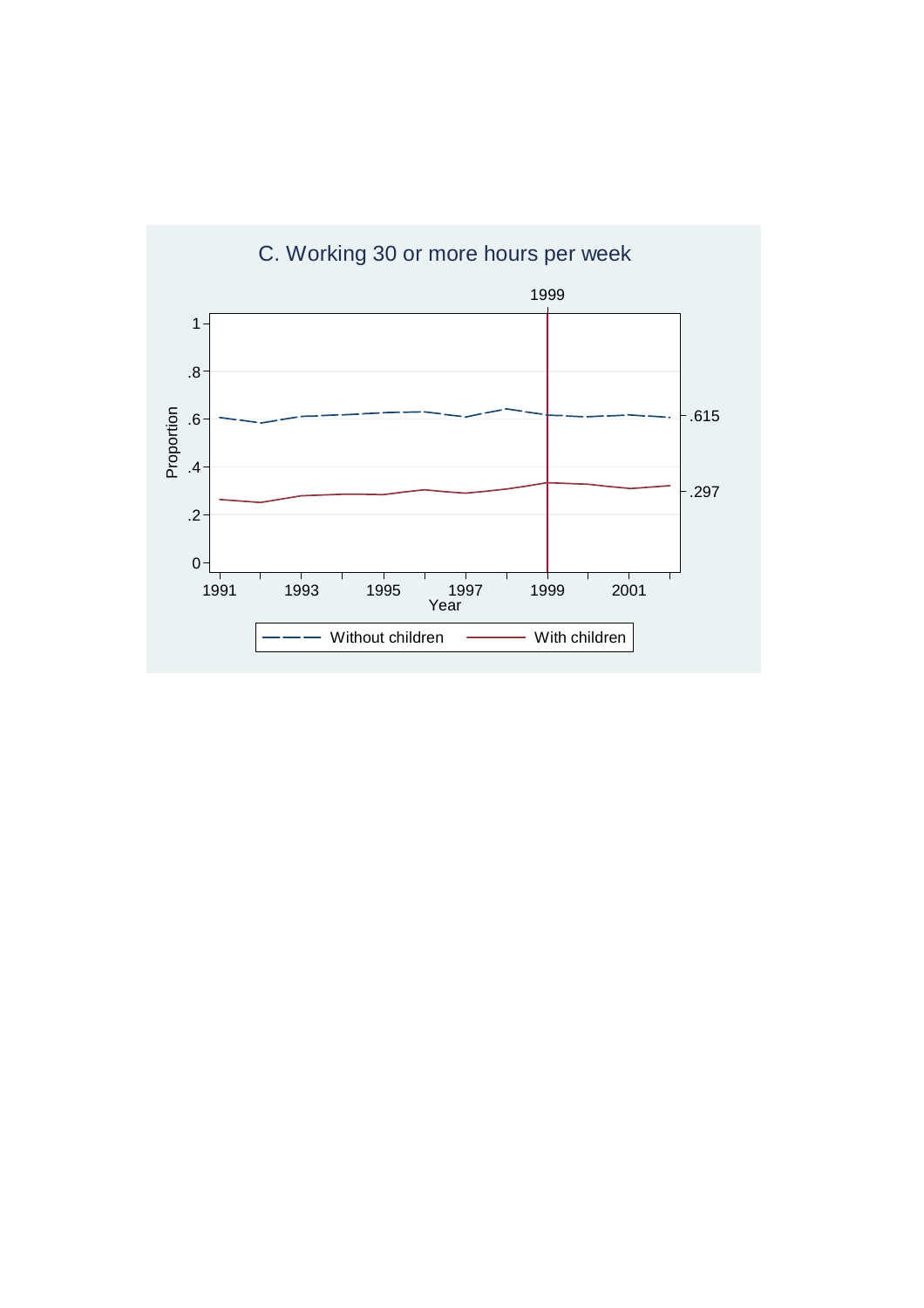C. Working 30 or more hours per week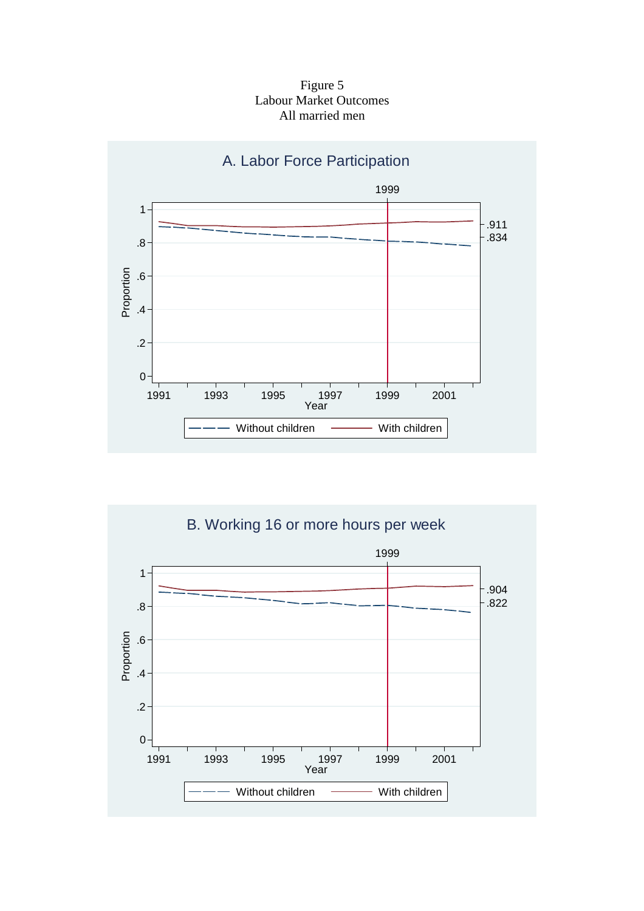Figure 5
Labour Market Outcomes
All married men

A. Labor Force Participation

B. Working 16 or more hours per week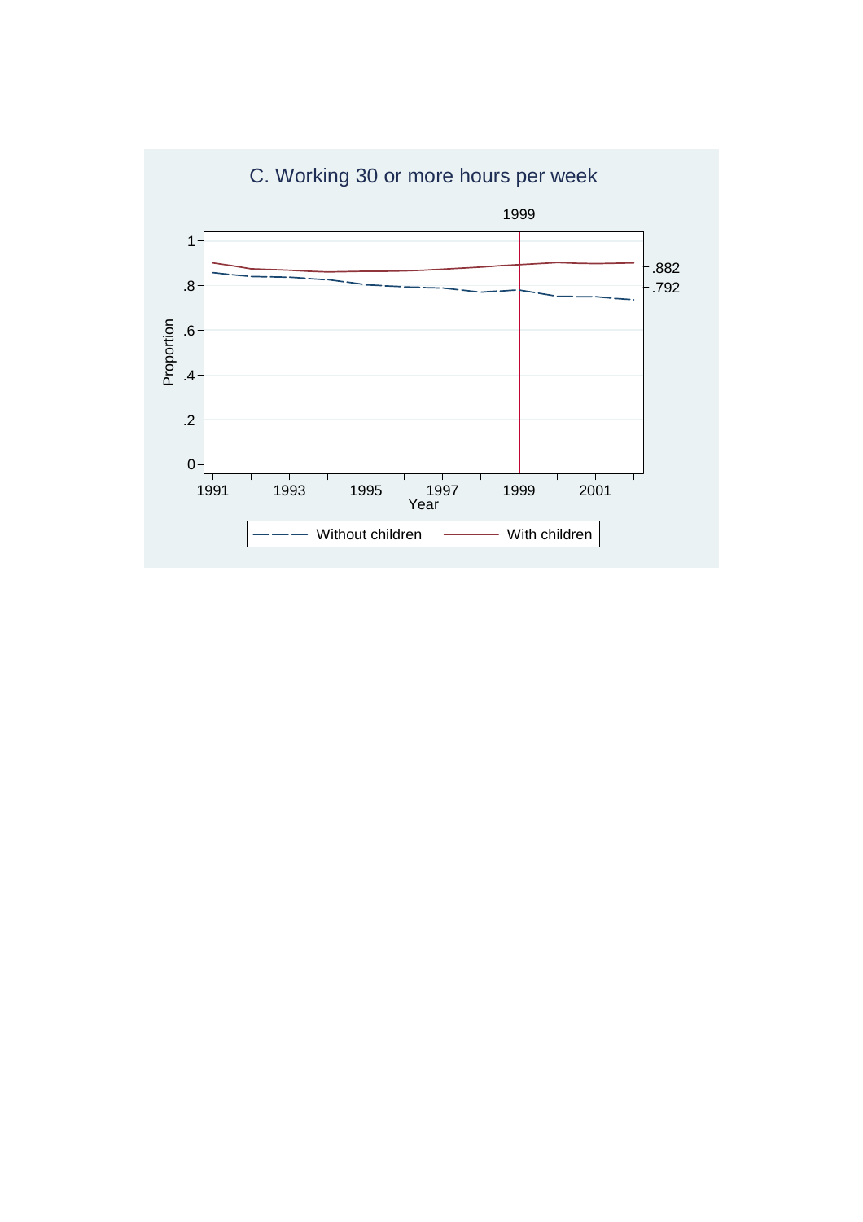### C. Working 30 or more hours per week

Proportion (y-axis: 0, .2, .4, .6, .8, 1); Year (x-axis: 1991, 1993, 1995, 1997, 1999, 2001); vertical line at 1999; right-axis labels: .882, .792

Legend: Without children — With children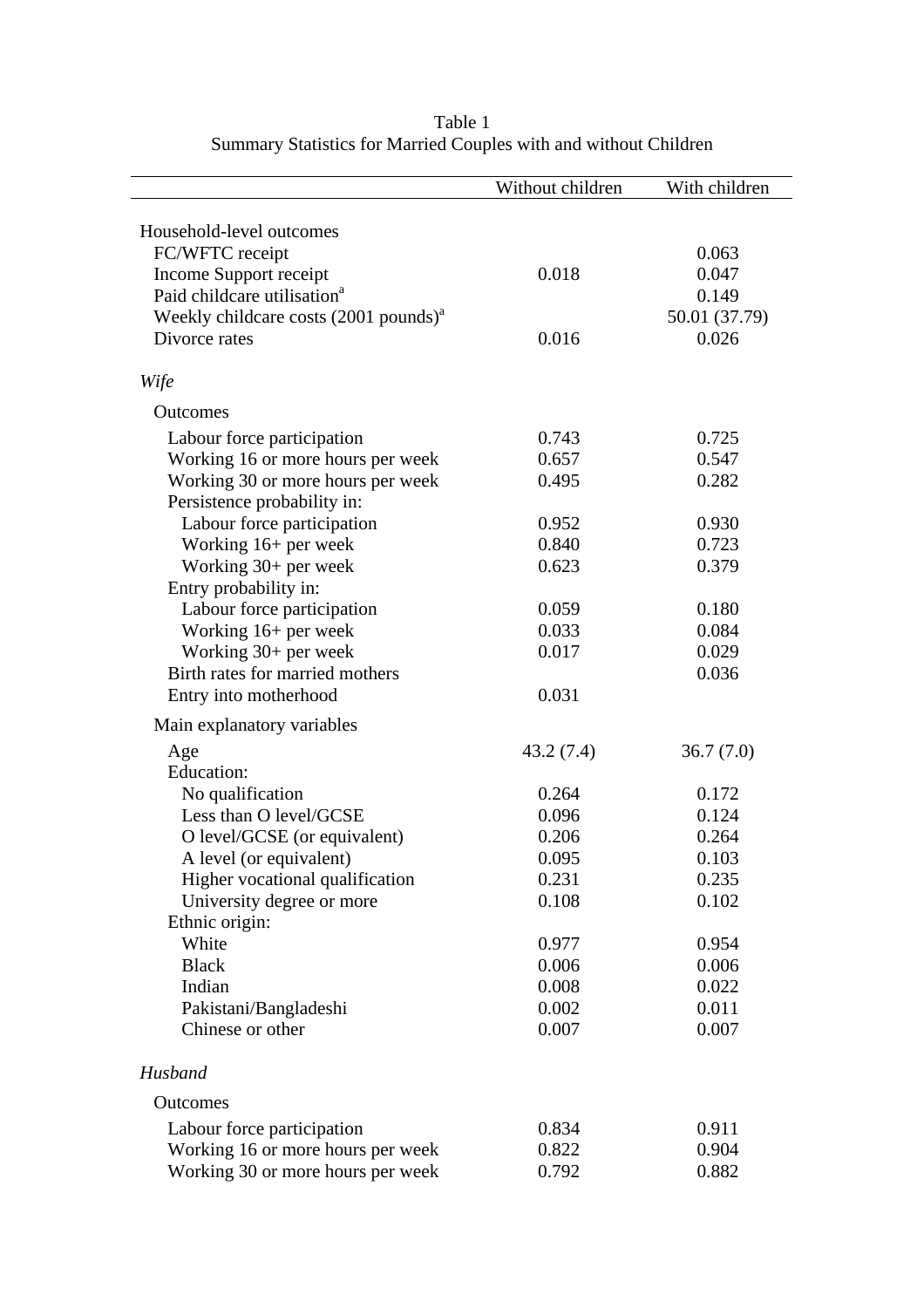Table 1
Summary Statistics for Married Couples with and without Children

| | Without children | With children |
|---|---|---|
| Household-level outcomes | | |
| FC/WFTC receipt | | 0.063 |
| Income Support receipt | 0.018 | 0.047 |
| Paid childcare utilisation[a] | | 0.149 |
| Weekly childcare costs (2001 pounds)[a] | | 50.01 (37.79) |
| Divorce rates | 0.016 | 0.026 |
| *Wife* | | |
| Outcomes | | |
| Labour force participation | 0.743 | 0.725 |
| Working 16 or more hours per week | 0.657 | 0.547 |
| Working 30 or more hours per week | 0.495 | 0.282 |
| Persistence probability in: | | |
| Labour force participation | 0.952 | 0.930 |
| Working 16+ per week | 0.840 | 0.723 |
| Working 30+ per week | 0.623 | 0.379 |
| Entry probability in: | | |
| Labour force participation | 0.059 | 0.180 |
| Working 16+ per week | 0.033 | 0.084 |
| Working 30+ per week | 0.017 | 0.029 |
| Birth rates for married mothers | | 0.036 |
| Entry into motherhood | 0.031 | |
| Main explanatory variables | | |
| Age | 43.2 (7.4) | 36.7 (7.0) |
| Education: | | |
| No qualification | 0.264 | 0.172 |
| Less than O level/GCSE | 0.096 | 0.124 |
| O level/GCSE (or equivalent) | 0.206 | 0.264 |
| A level (or equivalent) | 0.095 | 0.103 |
| Higher vocational qualification | 0.231 | 0.235 |
| University degree or more | 0.108 | 0.102 |
| Ethnic origin: | | |
| White | 0.977 | 0.954 |
| Black | 0.006 | 0.006 |
| Indian | 0.008 | 0.022 |
| Pakistani/Bangladeshi | 0.002 | 0.011 |
| Chinese or other | 0.007 | 0.007 |
| *Husband* | | |
| Outcomes | | |
| Labour force participation | 0.834 | 0.911 |
| Working 16 or more hours per week | 0.822 | 0.904 |
| Working 30 or more hours per week | 0.792 | 0.882 |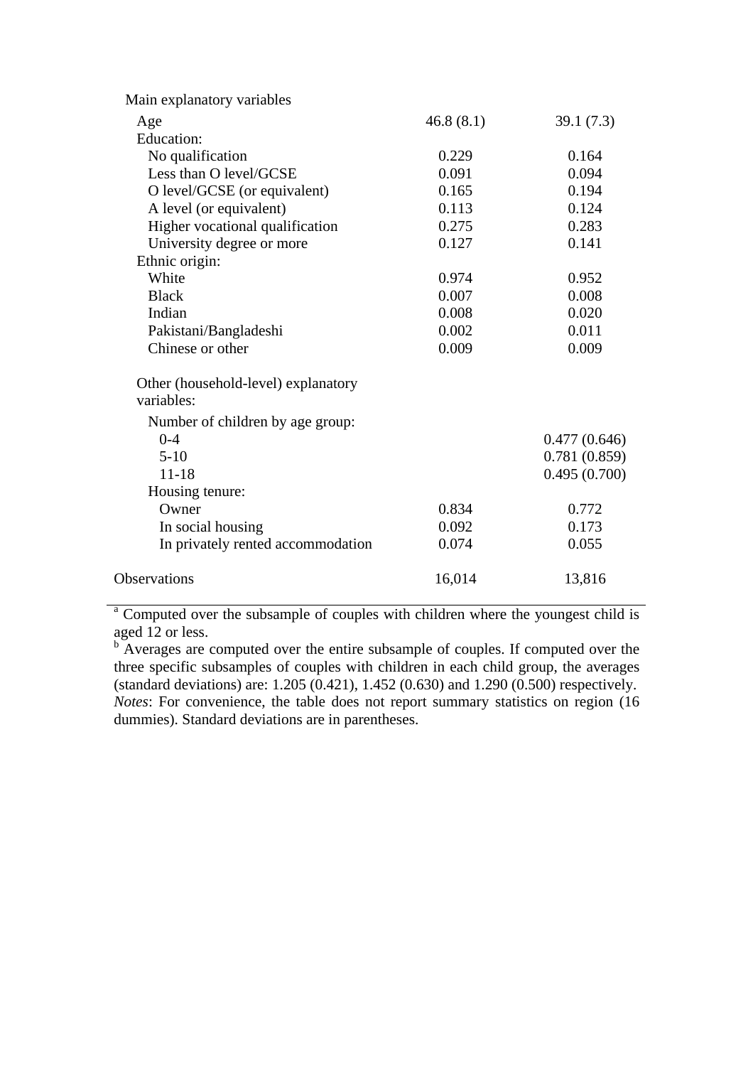| | | |
|---|---|---|
| Main explanatory variables | | |
| Age | 46.8 (8.1) | 39.1 (7.3) |
| Education: | | |
| No qualification | 0.229 | 0.164 |
| Less than O level/GCSE | 0.091 | 0.094 |
| O level/GCSE (or equivalent) | 0.165 | 0.194 |
| A level (or equivalent) | 0.113 | 0.124 |
| Higher vocational qualification | 0.275 | 0.283 |
| University degree or more | 0.127 | 0.141 |
| Ethnic origin: | | |
| White | 0.974 | 0.952 |
| Black | 0.007 | 0.008 |
| Indian | 0.008 | 0.020 |
| Pakistani/Bangladeshi | 0.002 | 0.011 |
| Chinese or other | 0.009 | 0.009 |
| Other (household-level) explanatory variables: | | |
| Number of children by age group: | | |
| 0-4 | | 0.477 (0.646) |
| 5-10 | | 0.781 (0.859) |
| 11-18 | | 0.495 (0.700) |
| Housing tenure: | | |
| Owner | 0.834 | 0.772 |
| In social housing | 0.092 | 0.173 |
| In privately rented accommodation | 0.074 | 0.055 |
| Observations | 16,014 | 13,816 |

[a] Computed over the subsample of couples with children where the youngest child is aged 12 or less.

[b] Averages are computed over the entire subsample of couples. If computed over the three specific subsamples of couples with children in each child group, the averages (standard deviations) are: 1.205 (0.421), 1.452 (0.630) and 1.290 (0.500) respectively.

*Notes*: For convenience, the table does not report summary statistics on region (16 dummies). Standard deviations are in parentheses.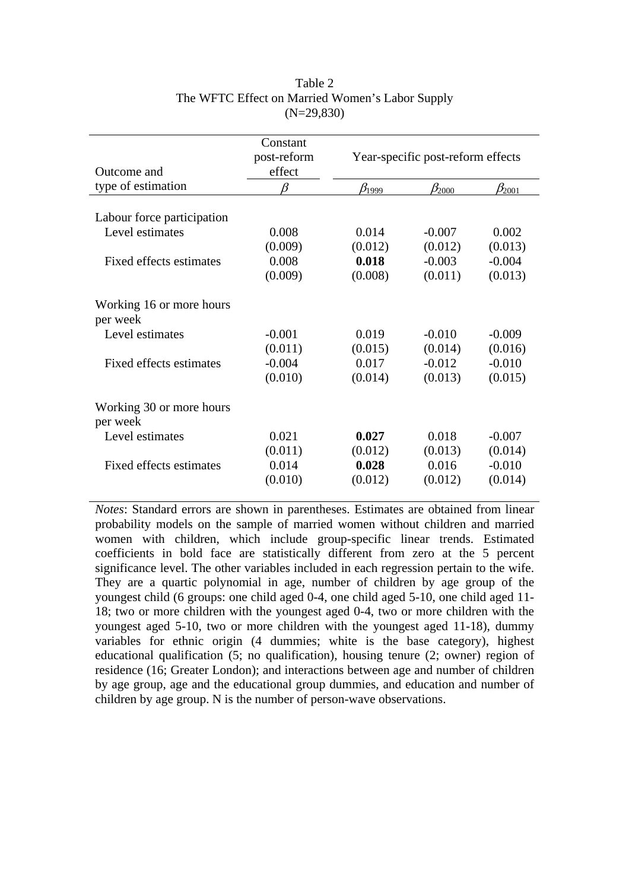Table 2
The WFTC Effect on Married Women's Labor Supply
(N=29,830)

| Outcome and type of estimation | Constant post-reform effect | Year-specific post-reform effects | | |
|---|---|---|---|---|
| | $\beta$ | $\beta_{1999}$ | $\beta_{2000}$ | $\beta_{2001}$ |
| Labour force participation | | | | |
| Level estimates | 0.008 | 0.014 | -0.007 | 0.002 |
| | (0.009) | (0.012) | (0.012) | (0.013) |
| Fixed effects estimates | 0.008 | **0.018** | -0.003 | -0.004 |
| | (0.009) | (0.008) | (0.011) | (0.013) |
| Working 16 or more hours per week | | | | |
| Level estimates | -0.001 | 0.019 | -0.010 | -0.009 |
| | (0.011) | (0.015) | (0.014) | (0.016) |
| Fixed effects estimates | -0.004 | 0.017 | -0.012 | -0.010 |
| | (0.010) | (0.014) | (0.013) | (0.015) |
| Working 30 or more hours per week | | | | |
| Level estimates | 0.021 | **0.027** | 0.018 | -0.007 |
| | (0.011) | (0.012) | (0.013) | (0.014) |
| Fixed effects estimates | 0.014 | **0.028** | 0.016 | -0.010 |
| | (0.010) | (0.012) | (0.012) | (0.014) |

*Notes*: Standard errors are shown in parentheses. Estimates are obtained from linear probability models on the sample of married women without children and married women with children, which include group-specific linear trends. Estimated coefficients in bold face are statistically different from zero at the 5 percent significance level. The other variables included in each regression pertain to the wife. They are a quartic polynomial in age, number of children by age group of the youngest child (6 groups: one child aged 0-4, one child aged 5-10, one child aged 11-18; two or more children with the youngest aged 0-4, two or more children with the youngest aged 5-10, two or more children with the youngest aged 11-18), dummy variables for ethnic origin (4 dummies; white is the base category), highest educational qualification (5; no qualification), housing tenure (2; owner) region of residence (16; Greater London); and interactions between age and number of children by age group, age and the educational group dummies, and education and number of children by age group. N is the number of person-wave observations.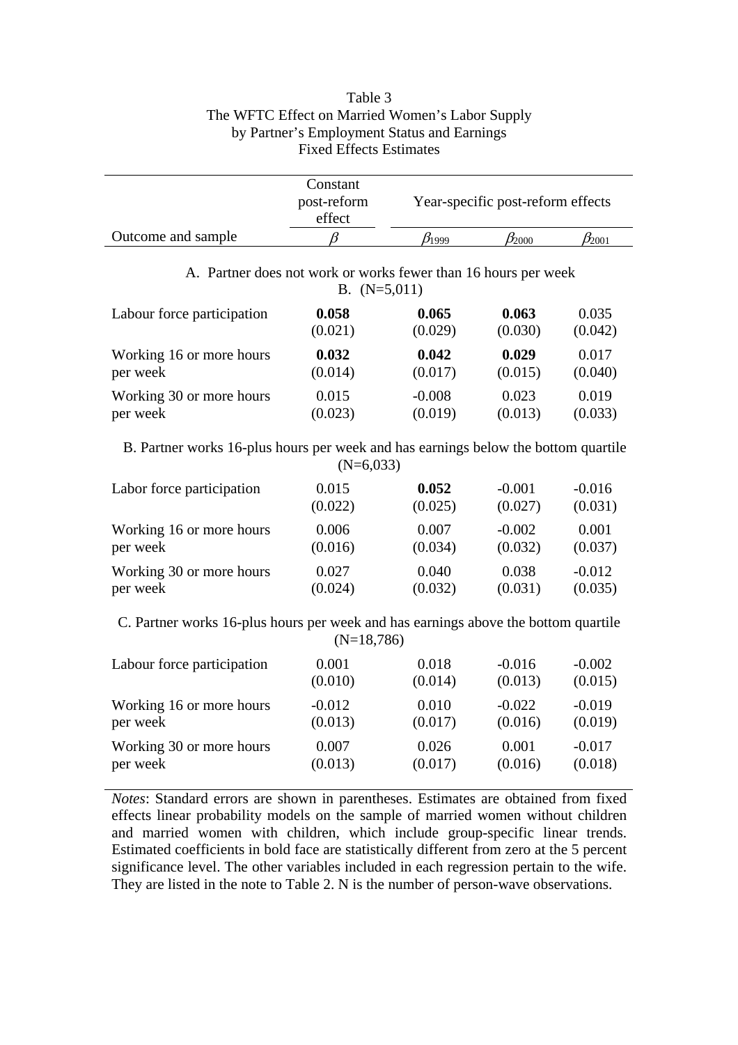Table 3
The WFTC Effect on Married Women's Labor Supply
by Partner's Employment Status and Earnings
Fixed Effects Estimates

| Outcome and sample | Constant post-reform effect $\beta$ | Year-specific post-reform effects $\beta_{1999}$ | $\beta_{2000}$ | $\beta_{2001}$ |
|---|---|---|---|---|
| **A. Partner does not work or works fewer than 16 hours per week B. (N=5,011)** | | | | |
| Labour force participation | **0.058** | **0.065** | **0.063** | 0.035 |
| | (0.021) | (0.029) | (0.030) | (0.042) |
| Working 16 or more hours per week | **0.032** | **0.042** | **0.029** | 0.017 |
| | (0.014) | (0.017) | (0.015) | (0.040) |
| Working 30 or more hours per week | 0.015 | -0.008 | 0.023 | 0.019 |
| | (0.023) | (0.019) | (0.013) | (0.033) |
| **B. Partner works 16-plus hours per week and has earnings below the bottom quartile (N=6,033)** | | | | |
| Labor force participation | 0.015 | **0.052** | -0.001 | -0.016 |
| | (0.022) | (0.025) | (0.027) | (0.031) |
| Working 16 or more hours per week | 0.006 | 0.007 | -0.002 | 0.001 |
| | (0.016) | (0.034) | (0.032) | (0.037) |
| Working 30 or more hours per week | 0.027 | 0.040 | 0.038 | -0.012 |
| | (0.024) | (0.032) | (0.031) | (0.035) |
| **C. Partner works 16-plus hours per week and has earnings above the bottom quartile (N=18,786)** | | | | |
| Labour force participation | 0.001 | 0.018 | -0.016 | -0.002 |
| | (0.010) | (0.014) | (0.013) | (0.015) |
| Working 16 or more hours per week | -0.012 | 0.010 | -0.022 | -0.019 |
| | (0.013) | (0.017) | (0.016) | (0.019) |
| Working 30 or more hours per week | 0.007 | 0.026 | 0.001 | -0.017 |
| | (0.013) | (0.017) | (0.016) | (0.018) |

*Notes*: Standard errors are shown in parentheses. Estimates are obtained from fixed effects linear probability models on the sample of married women without children and married women with children, which include group-specific linear trends. Estimated coefficients in bold face are statistically different from zero at the 5 percent significance level. The other variables included in each regression pertain to the wife. They are listed in the note to Table 2. N is the number of person-wave observations.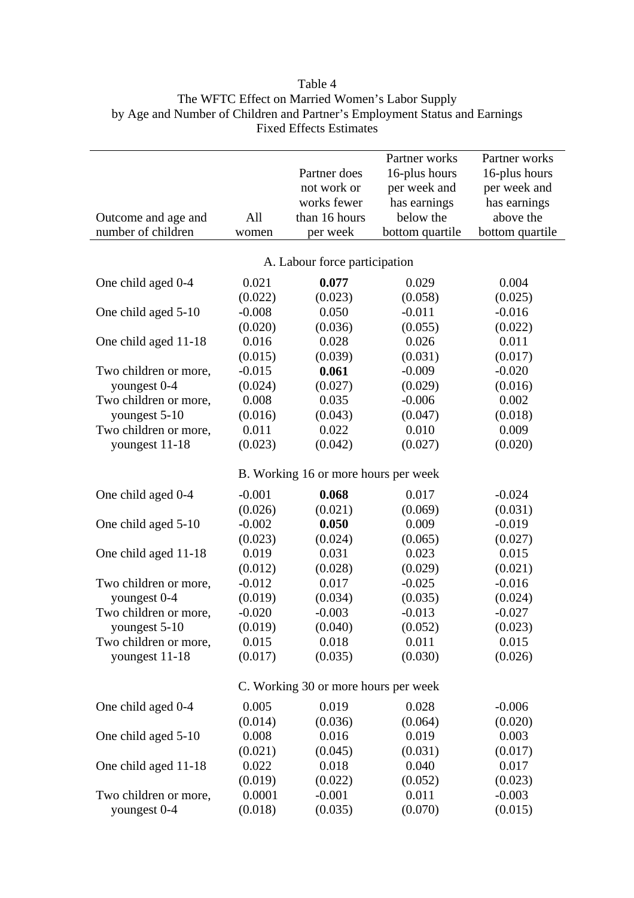Table 4
The WFTC Effect on Married Women's Labor Supply
by Age and Number of Children and Partner's Employment Status and Earnings
Fixed Effects Estimates

| Outcome and age and number of children | All women | Partner does not work or works fewer than 16 hours per week | Partner works 16-plus hours per week and has earnings below the bottom quartile | Partner works 16-plus hours per week and has earnings above the bottom quartile |
|---|---|---|---|---|
| **A. Labour force participation** | | | | |
| One child aged 0-4 | 0.021 | **0.077** | 0.029 | 0.004 |
| | (0.022) | (0.023) | (0.058) | (0.025) |
| One child aged 5-10 | -0.008 | 0.050 | -0.011 | -0.016 |
| | (0.020) | (0.036) | (0.055) | (0.022) |
| One child aged 11-18 | 0.016 | 0.028 | 0.026 | 0.011 |
| | (0.015) | (0.039) | (0.031) | (0.017) |
| Two children or more, youngest 0-4 | -0.015 | **0.061** | -0.009 | -0.020 |
| | (0.024) | (0.027) | (0.029) | (0.016) |
| Two children or more, youngest 5-10 | 0.008 | 0.035 | -0.006 | 0.002 |
| | (0.016) | (0.043) | (0.047) | (0.018) |
| Two children or more, youngest 11-18 | 0.011 | 0.022 | 0.010 | 0.009 |
| | (0.023) | (0.042) | (0.027) | (0.020) |
| **B. Working 16 or more hours per week** | | | | |
| One child aged 0-4 | -0.001 | **0.068** | 0.017 | -0.024 |
| | (0.026) | (0.021) | (0.069) | (0.031) |
| One child aged 5-10 | -0.002 | **0.050** | 0.009 | -0.019 |
| | (0.023) | (0.024) | (0.065) | (0.027) |
| One child aged 11-18 | 0.019 | 0.031 | 0.023 | 0.015 |
| | (0.012) | (0.028) | (0.029) | (0.021) |
| Two children or more, youngest 0-4 | -0.012 | 0.017 | -0.025 | -0.016 |
| | (0.019) | (0.034) | (0.035) | (0.024) |
| Two children or more, youngest 5-10 | -0.020 | -0.003 | -0.013 | -0.027 |
| | (0.019) | (0.040) | (0.052) | (0.023) |
| Two children or more, youngest 11-18 | 0.015 | 0.018 | 0.011 | 0.015 |
| | (0.017) | (0.035) | (0.030) | (0.026) |
| **C. Working 30 or more hours per week** | | | | |
| One child aged 0-4 | 0.005 | 0.019 | 0.028 | -0.006 |
| | (0.014) | (0.036) | (0.064) | (0.020) |
| One child aged 5-10 | 0.008 | 0.016 | 0.019 | 0.003 |
| | (0.021) | (0.045) | (0.031) | (0.017) |
| One child aged 11-18 | 0.022 | 0.018 | 0.040 | 0.017 |
| | (0.019) | (0.022) | (0.052) | (0.023) |
| Two children or more, youngest 0-4 | 0.0001 | -0.001 | 0.011 | -0.003 |
| | (0.018) | (0.035) | (0.070) | (0.015) |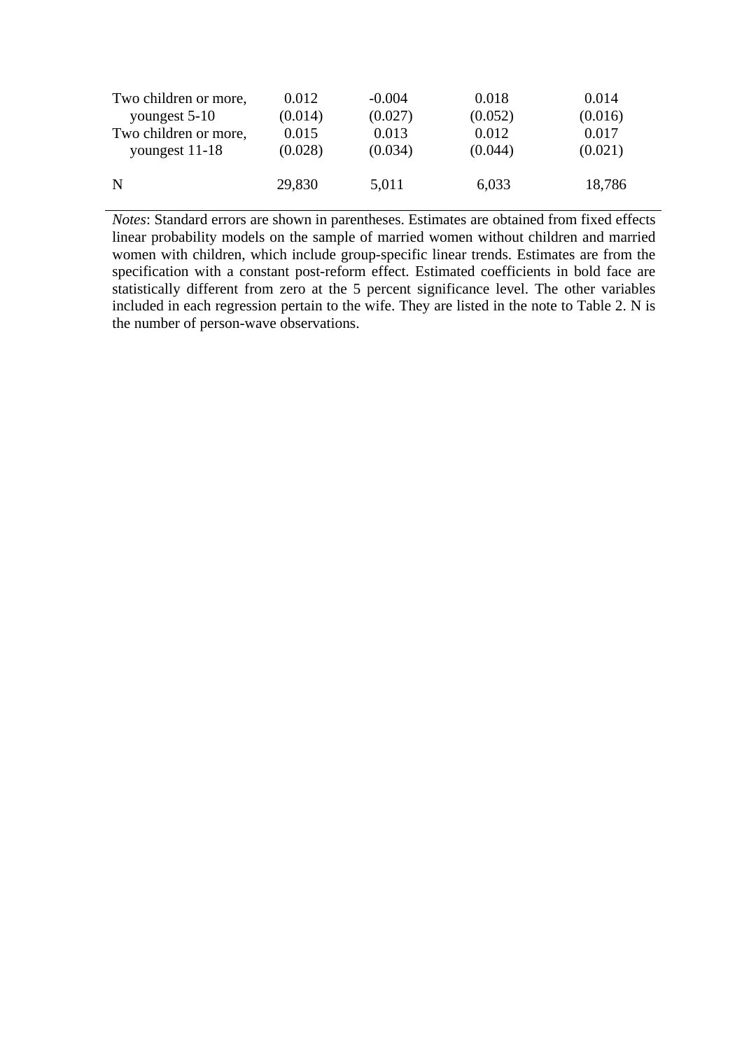| | | | | |
|---|---|---|---|---|
| Two children or more, youngest 5-10 | 0.012 | -0.004 | 0.018 | 0.014 |
| | (0.014) | (0.027) | (0.052) | (0.016) |
| Two children or more, youngest 11-18 | 0.015 | 0.013 | 0.012 | 0.017 |
| | (0.028) | (0.034) | (0.044) | (0.021) |
| N | 29,830 | 5,011 | 6,033 | 18,786 |

*Notes*: Standard errors are shown in parentheses. Estimates are obtained from fixed effects linear probability models on the sample of married women without children and married women with children, which include group-specific linear trends. Estimates are from the specification with a constant post-reform effect. Estimated coefficients in bold face are statistically different from zero at the 5 percent significance level. The other variables included in each regression pertain to the wife. They are listed in the note to Table 2. N is the number of person-wave observations.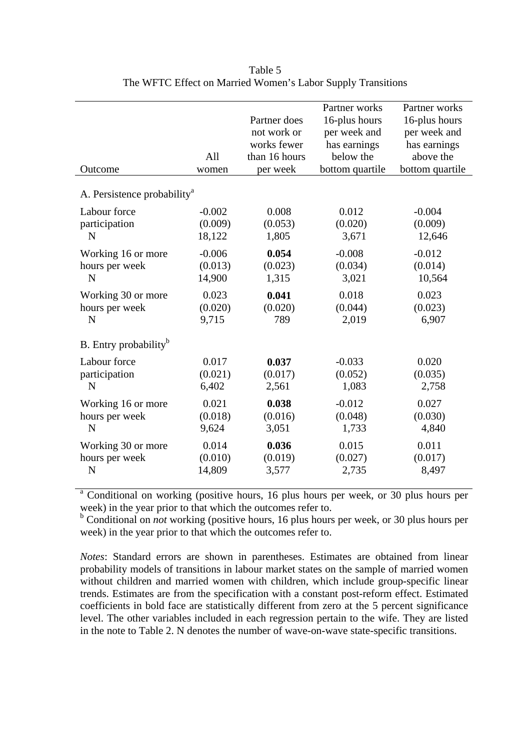Table 5
The WFTC Effect on Married Women's Labor Supply Transitions

| Outcome | All women | Partner does not work or works fewer than 16 hours per week | Partner works 16-plus hours per week and has earnings below the bottom quartile | Partner works 16-plus hours per week and has earnings above the bottom quartile |
|---|---|---|---|---|
| A. Persistence probability[a] | | | | |
| Labour force participation | -0.002 | 0.008 | 0.012 | -0.004 |
| | (0.009) | (0.053) | (0.020) | (0.009) |
| N | 18,122 | 1,805 | 3,671 | 12,646 |
| Working 16 or more hours per week | -0.006 | **0.054** | -0.008 | -0.012 |
| | (0.013) | (0.023) | (0.034) | (0.014) |
| N | 14,900 | 1,315 | 3,021 | 10,564 |
| Working 30 or more hours per week | 0.023 | **0.041** | 0.018 | 0.023 |
| | (0.020) | (0.020) | (0.044) | (0.023) |
| N | 9,715 | 789 | 2,019 | 6,907 |
| B. Entry probability[b] | | | | |
| Labour force participation | 0.017 | **0.037** | -0.033 | 0.020 |
| | (0.021) | (0.017) | (0.052) | (0.035) |
| N | 6,402 | 2,561 | 1,083 | 2,758 |
| Working 16 or more hours per week | 0.021 | **0.038** | -0.012 | 0.027 |
| | (0.018) | (0.016) | (0.048) | (0.030) |
| N | 9,624 | 3,051 | 1,733 | 4,840 |
| Working 30 or more hours per week | 0.014 | **0.036** | 0.015 | 0.011 |
| | (0.010) | (0.019) | (0.027) | (0.017) |
| N | 14,809 | 3,577 | 2,735 | 8,497 |

[a] Conditional on working (positive hours, 16 plus hours per week, or 30 plus hours per week) in the year prior to that which the outcomes refer to.
[b] Conditional on *not* working (positive hours, 16 plus hours per week, or 30 plus hours per week) in the year prior to that which the outcomes refer to.

*Notes*: Standard errors are shown in parentheses. Estimates are obtained from linear probability models of transitions in labour market states on the sample of married women without children and married women with children, which include group-specific linear trends. Estimates are from the specification with a constant post-reform effect. Estimated coefficients in bold face are statistically different from zero at the 5 percent significance level. The other variables included in each regression pertain to the wife. They are listed in the note to Table 2. N denotes the number of wave-on-wave state-specific transitions.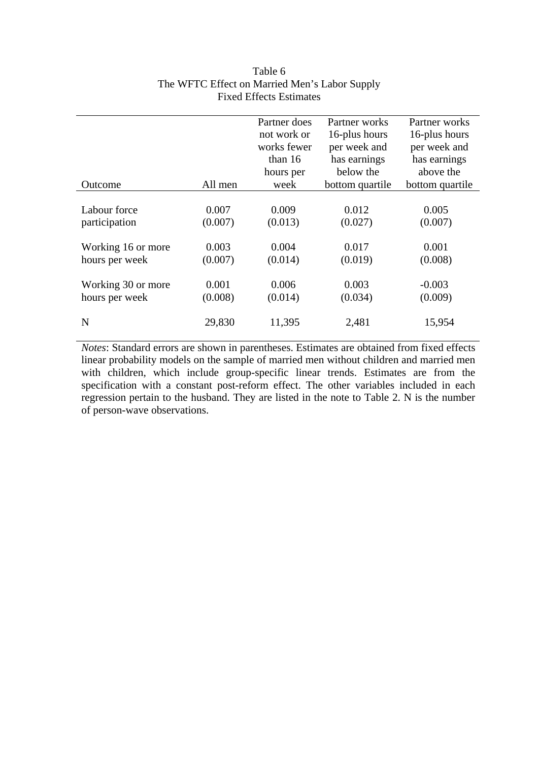Table 6
The WFTC Effect on Married Men's Labor Supply
Fixed Effects Estimates

| Outcome | All men | Partner does not work or works fewer than 16 hours per week | Partner works 16-plus hours per week and has earnings below the bottom quartile | Partner works 16-plus hours per week and has earnings above the bottom quartile |
|---|---|---|---|---|
| Labour force participation | 0.007 | 0.009 | 0.012 | 0.005 |
| | (0.007) | (0.013) | (0.027) | (0.007) |
| Working 16 or more hours per week | 0.003 | 0.004 | 0.017 | 0.001 |
| | (0.007) | (0.014) | (0.019) | (0.008) |
| Working 30 or more hours per week | 0.001 | 0.006 | 0.003 | -0.003 |
| | (0.008) | (0.014) | (0.034) | (0.009) |
| N | 29,830 | 11,395 | 2,481 | 15,954 |

*Notes*: Standard errors are shown in parentheses. Estimates are obtained from fixed effects linear probability models on the sample of married men without children and married men with children, which include group-specific linear trends. Estimates are from the specification with a constant post-reform effect. The other variables included in each regression pertain to the husband. They are listed in the note to Table 2. N is the number of person-wave observations.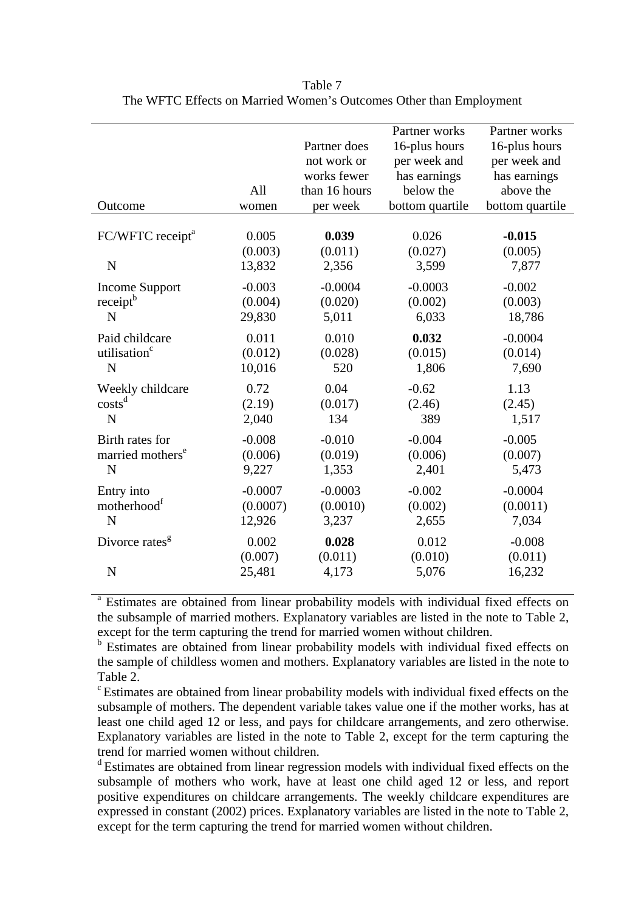Table 7
The WFTC Effects on Married Women's Outcomes Other than Employment

| Outcome | All women | Partner does not work or works fewer than 16 hours per week | Partner works 16-plus hours per week and has earnings below the bottom quartile | Partner works 16-plus hours per week and has earnings above the bottom quartile |
|---|---|---|---|---|
| FC/WFTC receipt[a] | 0.005 | **0.039** | 0.026 | **-0.015** |
| | (0.003) | (0.011) | (0.027) | (0.005) |
| N | 13,832 | 2,356 | 3,599 | 7,877 |
| Income Support receipt[b] | -0.003 | -0.0004 | -0.0003 | -0.002 |
| | (0.004) | (0.020) | (0.002) | (0.003) |
| N | 29,830 | 5,011 | 6,033 | 18,786 |
| Paid childcare utilisation[c] | 0.011 | 0.010 | **0.032** | -0.0004 |
| | (0.012) | (0.028) | (0.015) | (0.014) |
| N | 10,016 | 520 | 1,806 | 7,690 |
| Weekly childcare costs[d] | 0.72 | 0.04 | -0.62 | 1.13 |
| | (2.19) | (0.017) | (2.46) | (2.45) |
| N | 2,040 | 134 | 389 | 1,517 |
| Birth rates for married mothers[e] | -0.008 | -0.010 | -0.004 | -0.005 |
| | (0.006) | (0.019) | (0.006) | (0.007) |
| N | 9,227 | 1,353 | 2,401 | 5,473 |
| Entry into motherhood[f] | -0.0007 | -0.0003 | -0.002 | -0.0004 |
| | (0.0007) | (0.0010) | (0.002) | (0.0011) |
| N | 12,926 | 3,237 | 2,655 | 7,034 |
| Divorce rates[g] | 0.002 | **0.028** | 0.012 | -0.008 |
| | (0.007) | (0.011) | (0.010) | (0.011) |
| N | 25,481 | 4,173 | 5,076 | 16,232 |

[a] Estimates are obtained from linear probability models with individual fixed effects on the subsample of married mothers. Explanatory variables are listed in the note to Table 2, except for the term capturing the trend for married women without children.

[b] Estimates are obtained from linear probability models with individual fixed effects on the sample of childless women and mothers. Explanatory variables are listed in the note to Table 2.

[c] Estimates are obtained from linear probability models with individual fixed effects on the subsample of mothers. The dependent variable takes value one if the mother works, has at least one child aged 12 or less, and pays for childcare arrangements, and zero otherwise. Explanatory variables are listed in the note to Table 2, except for the term capturing the trend for married women without children.

[d] Estimates are obtained from linear regression models with individual fixed effects on the subsample of mothers who work, have at least one child aged 12 or less, and report positive expenditures on childcare arrangements. The weekly childcare expenditures are expressed in constant (2002) prices. Explanatory variables are listed in the note to Table 2, except for the term capturing the trend for married women without children.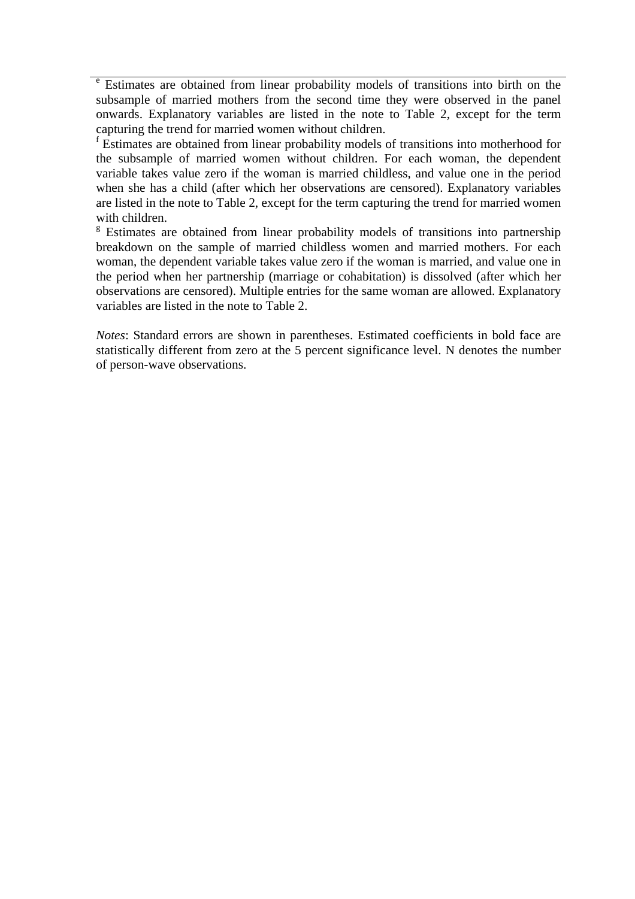[e] Estimates are obtained from linear probability models of transitions into birth on the subsample of married mothers from the second time they were observed in the panel onwards. Explanatory variables are listed in the note to Table 2, except for the term capturing the trend for married women without children.

[f] Estimates are obtained from linear probability models of transitions into motherhood for the subsample of married women without children. For each woman, the dependent variable takes value zero if the woman is married childless, and value one in the period when she has a child (after which her observations are censored). Explanatory variables are listed in the note to Table 2, except for the term capturing the trend for married women with children.

[g] Estimates are obtained from linear probability models of transitions into partnership breakdown on the sample of married childless women and married mothers. For each woman, the dependent variable takes value zero if the woman is married, and value one in the period when her partnership (marriage or cohabitation) is dissolved (after which her observations are censored). Multiple entries for the same woman are allowed. Explanatory variables are listed in the note to Table 2.

*Notes*: Standard errors are shown in parentheses. Estimated coefficients in bold face are statistically different from zero at the 5 percent significance level. N denotes the number of person-wave observations.